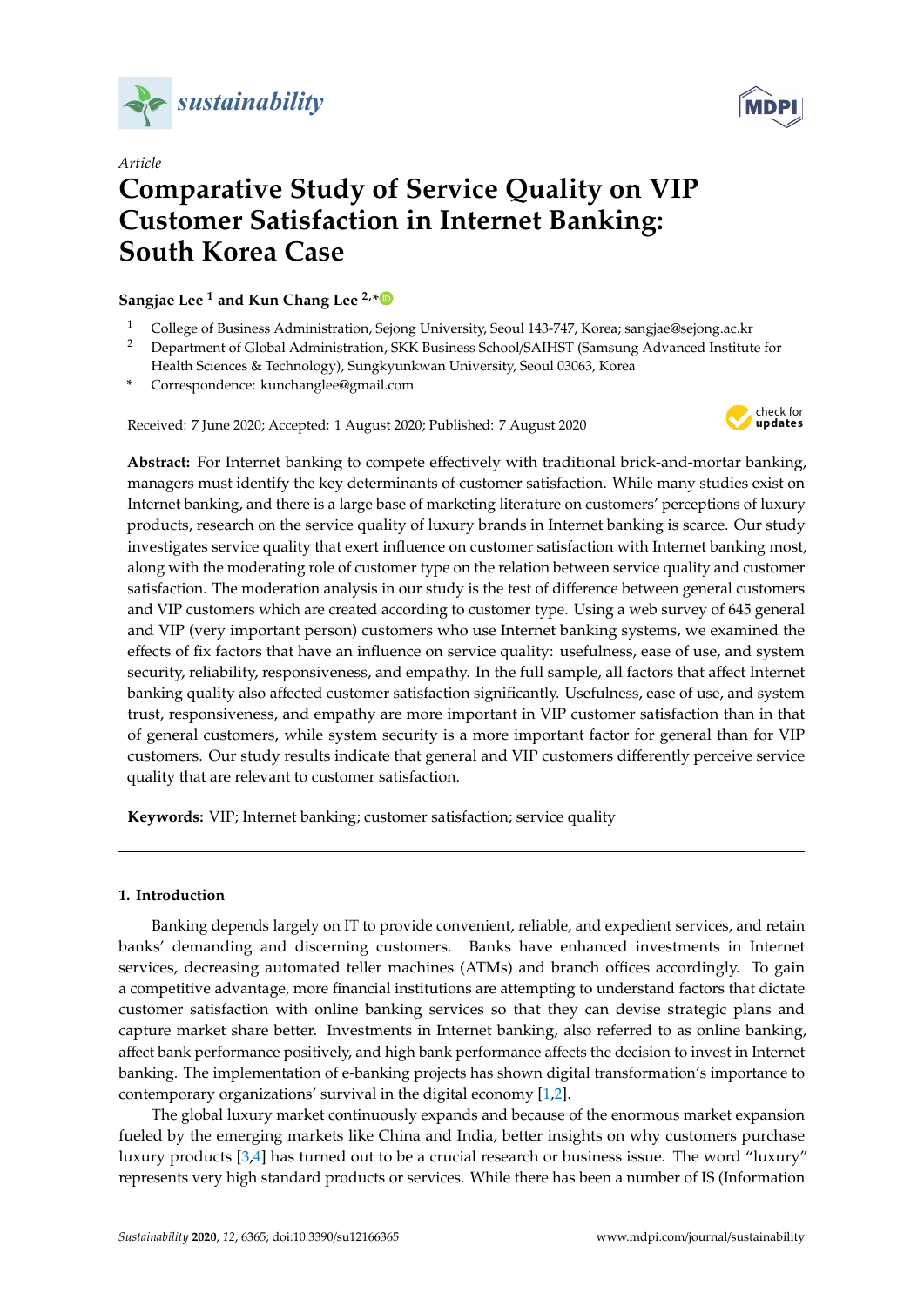*sustainability*

*Article*

# Comparative Study of Service Quality on VIP Customer Satisfaction in Internet Banking: South Korea Case

**Sangjae Lee [1] and Kun Chang Lee [2,*]**

[1] College of Business Administration, Sejong University, Seoul 143-747, Korea; sangjae@sejong.ac.kr

[2] Department of Global Administration, SKK Business School/SAIHST (Samsung Advanced Institute for Health Sciences & Technology), Sungkyunkwan University, Seoul 03063, Korea

\* Correspondence: kunchanglee@gmail.com

Received: 7 June 2020; Accepted: 1 August 2020; Published: 7 August 2020

**Abstract:** For Internet banking to compete effectively with traditional brick-and-mortar banking, managers must identify the key determinants of customer satisfaction. While many studies exist on Internet banking, and there is a large base of marketing literature on customers' perceptions of luxury products, research on the service quality of luxury brands in Internet banking is scarce. Our study investigates service quality that exert influence on customer satisfaction with Internet banking most, along with the moderating role of customer type on the relation between service quality and customer satisfaction. The moderation analysis in our study is the test of difference between general customers and VIP customers which are created according to customer type. Using a web survey of 645 general and VIP (very important person) customers who use Internet banking systems, we examined the effects of fix factors that have an influence on service quality: usefulness, ease of use, and system security, reliability, responsiveness, and empathy. In the full sample, all factors that affect Internet banking quality also affected customer satisfaction significantly. Usefulness, ease of use, and system trust, responsiveness, and empathy are more important in VIP customer satisfaction than in that of general customers, while system security is a more important factor for general than for VIP customers. Our study results indicate that general and VIP customers differently perceive service quality that are relevant to customer satisfaction.

**Keywords:** VIP; Internet banking; customer satisfaction; service quality

## 1. Introduction

Banking depends largely on IT to provide convenient, reliable, and expedient services, and retain banks' demanding and discerning customers. Banks have enhanced investments in Internet services, decreasing automated teller machines (ATMs) and branch offices accordingly. To gain a competitive advantage, more financial institutions are attempting to understand factors that dictate customer satisfaction with online banking services so that they can devise strategic plans and capture market share better. Investments in Internet banking, also referred to as online banking, affect bank performance positively, and high bank performance affects the decision to invest in Internet banking. The implementation of e-banking projects has shown digital transformation's importance to contemporary organizations' survival in the digital economy [1,2].

The global luxury market continuously expands and because of the enormous market expansion fueled by the emerging markets like China and India, better insights on why customers purchase luxury products [3,4] has turned out to be a crucial research or business issue. The word "luxury" represents very high standard products or services. While there has been a number of IS (Information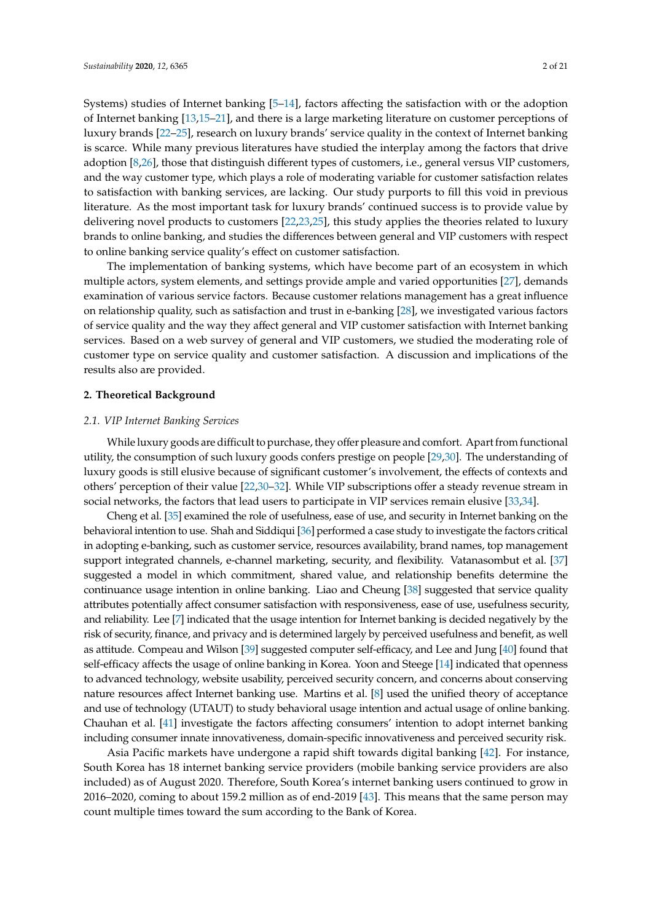Systems) studies of Internet banking [5–14], factors affecting the satisfaction with or the adoption of Internet banking [13,15–21], and there is a large marketing literature on customer perceptions of luxury brands [22–25], research on luxury brands' service quality in the context of Internet banking is scarce. While many previous literatures have studied the interplay among the factors that drive adoption [8,26], those that distinguish different types of customers, i.e., general versus VIP customers, and the way customer type, which plays a role of moderating variable for customer satisfaction relates to satisfaction with banking services, are lacking. Our study purports to fill this void in previous literature. As the most important task for luxury brands' continued success is to provide value by delivering novel products to customers [22,23,25], this study applies the theories related to luxury brands to online banking, and studies the differences between general and VIP customers with respect to online banking service quality's effect on customer satisfaction.

The implementation of banking systems, which have become part of an ecosystem in which multiple actors, system elements, and settings provide ample and varied opportunities [27], demands examination of various service factors. Because customer relations management has a great influence on relationship quality, such as satisfaction and trust in e-banking [28], we investigated various factors of service quality and the way they affect general and VIP customer satisfaction with Internet banking services. Based on a web survey of general and VIP customers, we studied the moderating role of customer type on service quality and customer satisfaction. A discussion and implications of the results also are provided.

## 2. Theoretical Background

### *2.1. VIP Internet Banking Services*

While luxury goods are difficult to purchase, they offer pleasure and comfort. Apart from functional utility, the consumption of such luxury goods confers prestige on people [29,30]. The understanding of luxury goods is still elusive because of significant customer's involvement, the effects of contexts and others' perception of their value [22,30–32]. While VIP subscriptions offer a steady revenue stream in social networks, the factors that lead users to participate in VIP services remain elusive [33,34].

Cheng et al. [35] examined the role of usefulness, ease of use, and security in Internet banking on the behavioral intention to use. Shah and Siddiqui [36] performed a case study to investigate the factors critical in adopting e-banking, such as customer service, resources availability, brand names, top management support integrated channels, e-channel marketing, security, and flexibility. Vatanasombut et al. [37] suggested a model in which commitment, shared value, and relationship benefits determine the continuance usage intention in online banking. Liao and Cheung [38] suggested that service quality attributes potentially affect consumer satisfaction with responsiveness, ease of use, usefulness security, and reliability. Lee [7] indicated that the usage intention for Internet banking is decided negatively by the risk of security, finance, and privacy and is determined largely by perceived usefulness and benefit, as well as attitude. Compeau and Wilson [39] suggested computer self-efficacy, and Lee and Jung [40] found that self-efficacy affects the usage of online banking in Korea. Yoon and Steege [14] indicated that openness to advanced technology, website usability, perceived security concern, and concerns about conserving nature resources affect Internet banking use. Martins et al. [8] used the unified theory of acceptance and use of technology (UTAUT) to study behavioral usage intention and actual usage of online banking. Chauhan et al. [41] investigate the factors affecting consumers' intention to adopt internet banking including consumer innate innovativeness, domain-specific innovativeness and perceived security risk.

Asia Pacific markets have undergone a rapid shift towards digital banking [42]. For instance, South Korea has 18 internet banking service providers (mobile banking service providers are also included) as of August 2020. Therefore, South Korea's internet banking users continued to grow in 2016–2020, coming to about 159.2 million as of end-2019 [43]. This means that the same person may count multiple times toward the sum according to the Bank of Korea.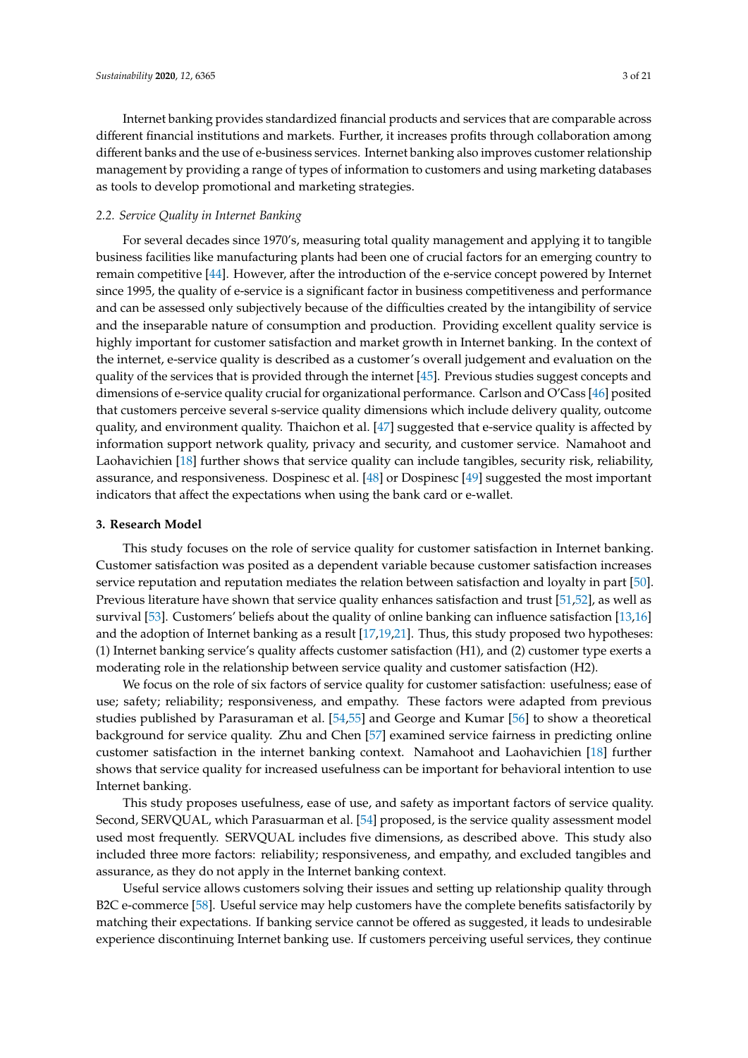Internet banking provides standardized financial products and services that are comparable across different financial institutions and markets. Further, it increases profits through collaboration among different banks and the use of e-business services. Internet banking also improves customer relationship management by providing a range of types of information to customers and using marketing databases as tools to develop promotional and marketing strategies.

### *2.2. Service Quality in Internet Banking*

For several decades since 1970's, measuring total quality management and applying it to tangible business facilities like manufacturing plants had been one of crucial factors for an emerging country to remain competitive [44]. However, after the introduction of the e-service concept powered by Internet since 1995, the quality of e-service is a significant factor in business competitiveness and performance and can be assessed only subjectively because of the difficulties created by the intangibility of service and the inseparable nature of consumption and production. Providing excellent quality service is highly important for customer satisfaction and market growth in Internet banking. In the context of the internet, e-service quality is described as a customer's overall judgement and evaluation on the quality of the services that is provided through the internet [45]. Previous studies suggest concepts and dimensions of e-service quality crucial for organizational performance. Carlson and O'Cass [46] posited that customers perceive several s-service quality dimensions which include delivery quality, outcome quality, and environment quality. Thaichon et al. [47] suggested that e-service quality is affected by information support network quality, privacy and security, and customer service. Namahoot and Laohavichien [18] further shows that service quality can include tangibles, security risk, reliability, assurance, and responsiveness. Dospinesc et al. [48] or Dospinesc [49] suggested the most important indicators that affect the expectations when using the bank card or e-wallet.

## **3. Research Model**

This study focuses on the role of service quality for customer satisfaction in Internet banking. Customer satisfaction was posited as a dependent variable because customer satisfaction increases service reputation and reputation mediates the relation between satisfaction and loyalty in part [50]. Previous literature have shown that service quality enhances satisfaction and trust [51,52], as well as survival [53]. Customers' beliefs about the quality of online banking can influence satisfaction [13,16] and the adoption of Internet banking as a result [17,19,21]. Thus, this study proposed two hypotheses: (1) Internet banking service's quality affects customer satisfaction (H1), and (2) customer type exerts a moderating role in the relationship between service quality and customer satisfaction (H2).

We focus on the role of six factors of service quality for customer satisfaction: usefulness; ease of use; safety; reliability; responsiveness, and empathy. These factors were adapted from previous studies published by Parasuraman et al. [54,55] and George and Kumar [56] to show a theoretical background for service quality. Zhu and Chen [57] examined service fairness in predicting online customer satisfaction in the internet banking context. Namahoot and Laohavichien [18] further shows that service quality for increased usefulness can be important for behavioral intention to use Internet banking.

This study proposes usefulness, ease of use, and safety as important factors of service quality. Second, SERVQUAL, which Parasuarman et al. [54] proposed, is the service quality assessment model used most frequently. SERVQUAL includes five dimensions, as described above. This study also included three more factors: reliability; responsiveness, and empathy, and excluded tangibles and assurance, as they do not apply in the Internet banking context.

Useful service allows customers solving their issues and setting up relationship quality through B2C e-commerce [58]. Useful service may help customers have the complete benefits satisfactorily by matching their expectations. If banking service cannot be offered as suggested, it leads to undesirable experience discontinuing Internet banking use. If customers perceiving useful services, they continue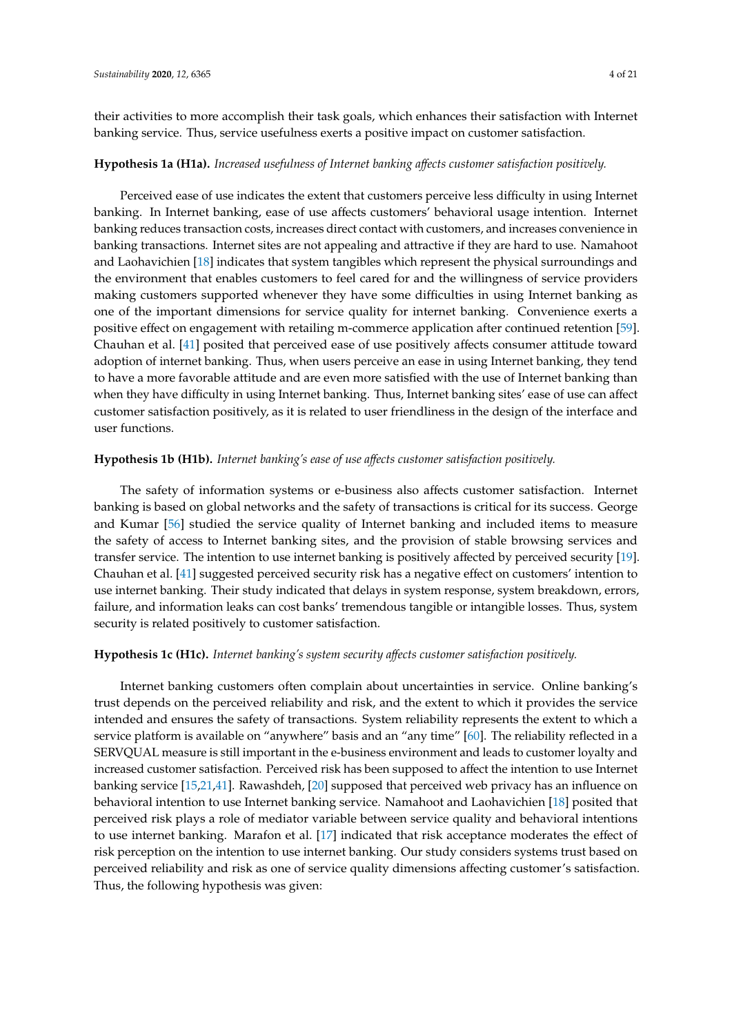their activities to more accomplish their task goals, which enhances their satisfaction with Internet banking service. Thus, service usefulness exerts a positive impact on customer satisfaction.

**Hypothesis 1a (H1a).** *Increased usefulness of Internet banking affects customer satisfaction positively.*

Perceived ease of use indicates the extent that customers perceive less difficulty in using Internet banking. In Internet banking, ease of use affects customers' behavioral usage intention. Internet banking reduces transaction costs, increases direct contact with customers, and increases convenience in banking transactions. Internet sites are not appealing and attractive if they are hard to use. Namahoot and Laohavichien [18] indicates that system tangibles which represent the physical surroundings and the environment that enables customers to feel cared for and the willingness of service providers making customers supported whenever they have some difficulties in using Internet banking as one of the important dimensions for service quality for internet banking. Convenience exerts a positive effect on engagement with retailing m-commerce application after continued retention [59]. Chauhan et al. [41] posited that perceived ease of use positively affects consumer attitude toward adoption of internet banking. Thus, when users perceive an ease in using Internet banking, they tend to have a more favorable attitude and are even more satisfied with the use of Internet banking than when they have difficulty in using Internet banking. Thus, Internet banking sites' ease of use can affect customer satisfaction positively, as it is related to user friendliness in the design of the interface and user functions.

**Hypothesis 1b (H1b).** *Internet banking's ease of use affects customer satisfaction positively.*

The safety of information systems or e-business also affects customer satisfaction. Internet banking is based on global networks and the safety of transactions is critical for its success. George and Kumar [56] studied the service quality of Internet banking and included items to measure the safety of access to Internet banking sites, and the provision of stable browsing services and transfer service. The intention to use internet banking is positively affected by perceived security [19]. Chauhan et al. [41] suggested perceived security risk has a negative effect on customers' intention to use internet banking. Their study indicated that delays in system response, system breakdown, errors, failure, and information leaks can cost banks' tremendous tangible or intangible losses. Thus, system security is related positively to customer satisfaction.

**Hypothesis 1c (H1c).** *Internet banking's system security affects customer satisfaction positively.*

Internet banking customers often complain about uncertainties in service. Online banking's trust depends on the perceived reliability and risk, and the extent to which it provides the service intended and ensures the safety of transactions. System reliability represents the extent to which a service platform is available on "anywhere" basis and an "any time" [60]. The reliability reflected in a SERVQUAL measure is still important in the e-business environment and leads to customer loyalty and increased customer satisfaction. Perceived risk has been supposed to affect the intention to use Internet banking service [15,21,41]. Rawashdeh, [20] supposed that perceived web privacy has an influence on behavioral intention to use Internet banking service. Namahoot and Laohavichien [18] posited that perceived risk plays a role of mediator variable between service quality and behavioral intentions to use internet banking. Marafon et al. [17] indicated that risk acceptance moderates the effect of risk perception on the intention to use internet banking. Our study considers systems trust based on perceived reliability and risk as one of service quality dimensions affecting customer's satisfaction. Thus, the following hypothesis was given: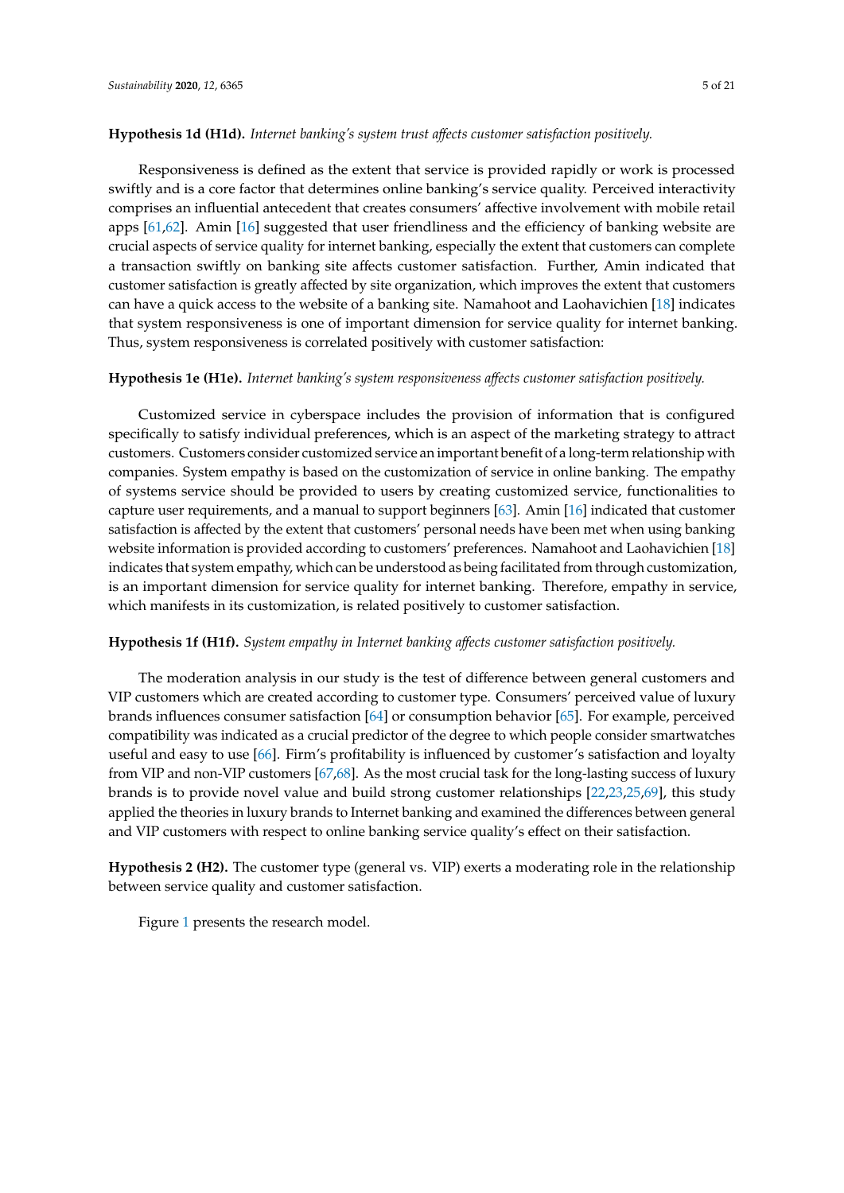**Hypothesis 1d (H1d).** *Internet banking's system trust affects customer satisfaction positively.*

Responsiveness is defined as the extent that service is provided rapidly or work is processed swiftly and is a core factor that determines online banking's service quality. Perceived interactivity comprises an influential antecedent that creates consumers' affective involvement with mobile retail apps [61,62]. Amin [16] suggested that user friendliness and the efficiency of banking website are crucial aspects of service quality for internet banking, especially the extent that customers can complete a transaction swiftly on banking site affects customer satisfaction. Further, Amin indicated that customer satisfaction is greatly affected by site organization, which improves the extent that customers can have a quick access to the website of a banking site. Namahoot and Laohavichien [18] indicates that system responsiveness is one of important dimension for service quality for internet banking. Thus, system responsiveness is correlated positively with customer satisfaction:

**Hypothesis 1e (H1e).** *Internet banking's system responsiveness affects customer satisfaction positively.*

Customized service in cyberspace includes the provision of information that is configured specifically to satisfy individual preferences, which is an aspect of the marketing strategy to attract customers. Customers consider customized service an important benefit of a long-term relationship with companies. System empathy is based on the customization of service in online banking. The empathy of systems service should be provided to users by creating customized service, functionalities to capture user requirements, and a manual to support beginners [63]. Amin [16] indicated that customer satisfaction is affected by the extent that customers' personal needs have been met when using banking website information is provided according to customers' preferences. Namahoot and Laohavichien [18] indicates that system empathy, which can be understood as being facilitated from through customization, is an important dimension for service quality for internet banking. Therefore, empathy in service, which manifests in its customization, is related positively to customer satisfaction.

**Hypothesis 1f (H1f).** *System empathy in Internet banking affects customer satisfaction positively.*

The moderation analysis in our study is the test of difference between general customers and VIP customers which are created according to customer type. Consumers' perceived value of luxury brands influences consumer satisfaction [64] or consumption behavior [65]. For example, perceived compatibility was indicated as a crucial predictor of the degree to which people consider smartwatches useful and easy to use [66]. Firm's profitability is influenced by customer's satisfaction and loyalty from VIP and non-VIP customers [67,68]. As the most crucial task for the long-lasting success of luxury brands is to provide novel value and build strong customer relationships [22,23,25,69], this study applied the theories in luxury brands to Internet banking and examined the differences between general and VIP customers with respect to online banking service quality's effect on their satisfaction.

**Hypothesis 2 (H2).** The customer type (general vs. VIP) exerts a moderating role in the relationship between service quality and customer satisfaction.

Figure 1 presents the research model.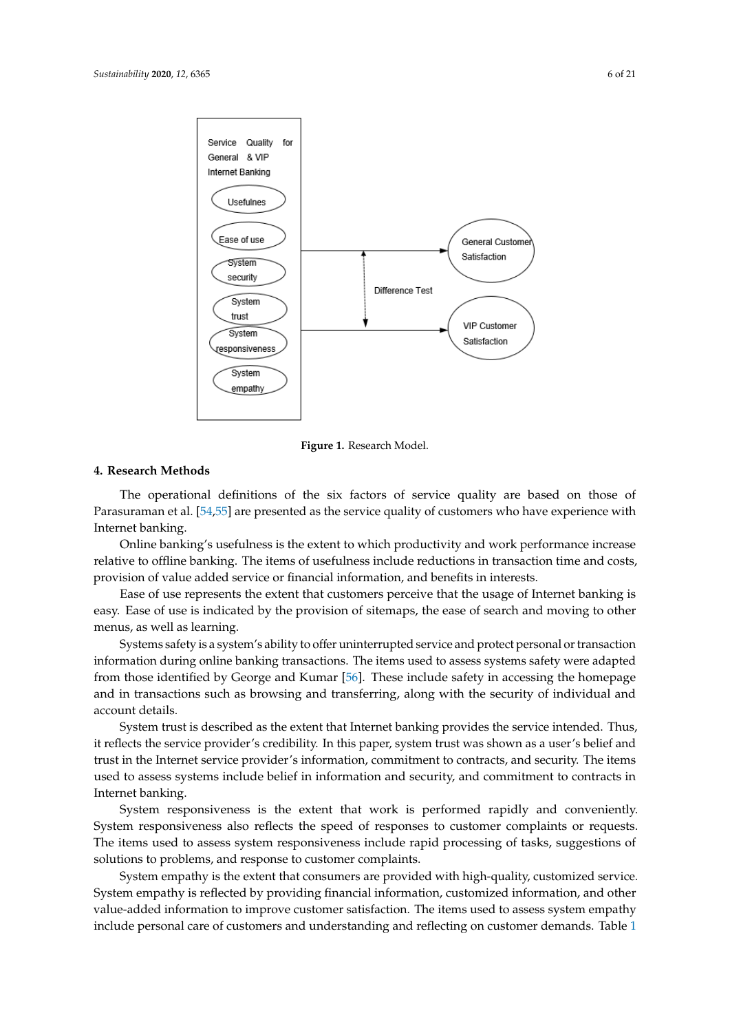Figure 1. Research Model.

## 4. Research Methods

The operational definitions of the six factors of service quality are based on those of Parasuraman et al. [54,55] are presented as the service quality of customers who have experience with Internet banking.

Online banking's usefulness is the extent to which productivity and work performance increase relative to offline banking. The items of usefulness include reductions in transaction time and costs, provision of value added service or financial information, and benefits in interests.

Ease of use represents the extent that customers perceive that the usage of Internet banking is easy. Ease of use is indicated by the provision of sitemaps, the ease of search and moving to other menus, as well as learning.

Systems safety is a system's ability to offer uninterrupted service and protect personal or transaction information during online banking transactions. The items used to assess systems safety were adapted from those identified by George and Kumar [56]. These include safety in accessing the homepage and in transactions such as browsing and transferring, along with the security of individual and account details.

System trust is described as the extent that Internet banking provides the service intended. Thus, it reflects the service provider's credibility. In this paper, system trust was shown as a user's belief and trust in the Internet service provider's information, commitment to contracts, and security. The items used to assess systems include belief in information and security, and commitment to contracts in Internet banking.

System responsiveness is the extent that work is performed rapidly and conveniently. System responsiveness also reflects the speed of responses to customer complaints or requests. The items used to assess system responsiveness include rapid processing of tasks, suggestions of solutions to problems, and response to customer complaints.

System empathy is the extent that consumers are provided with high-quality, customized service. System empathy is reflected by providing financial information, customized information, and other value-added information to improve customer satisfaction. The items used to assess system empathy include personal care of customers and understanding and reflecting on customer demands. Table 1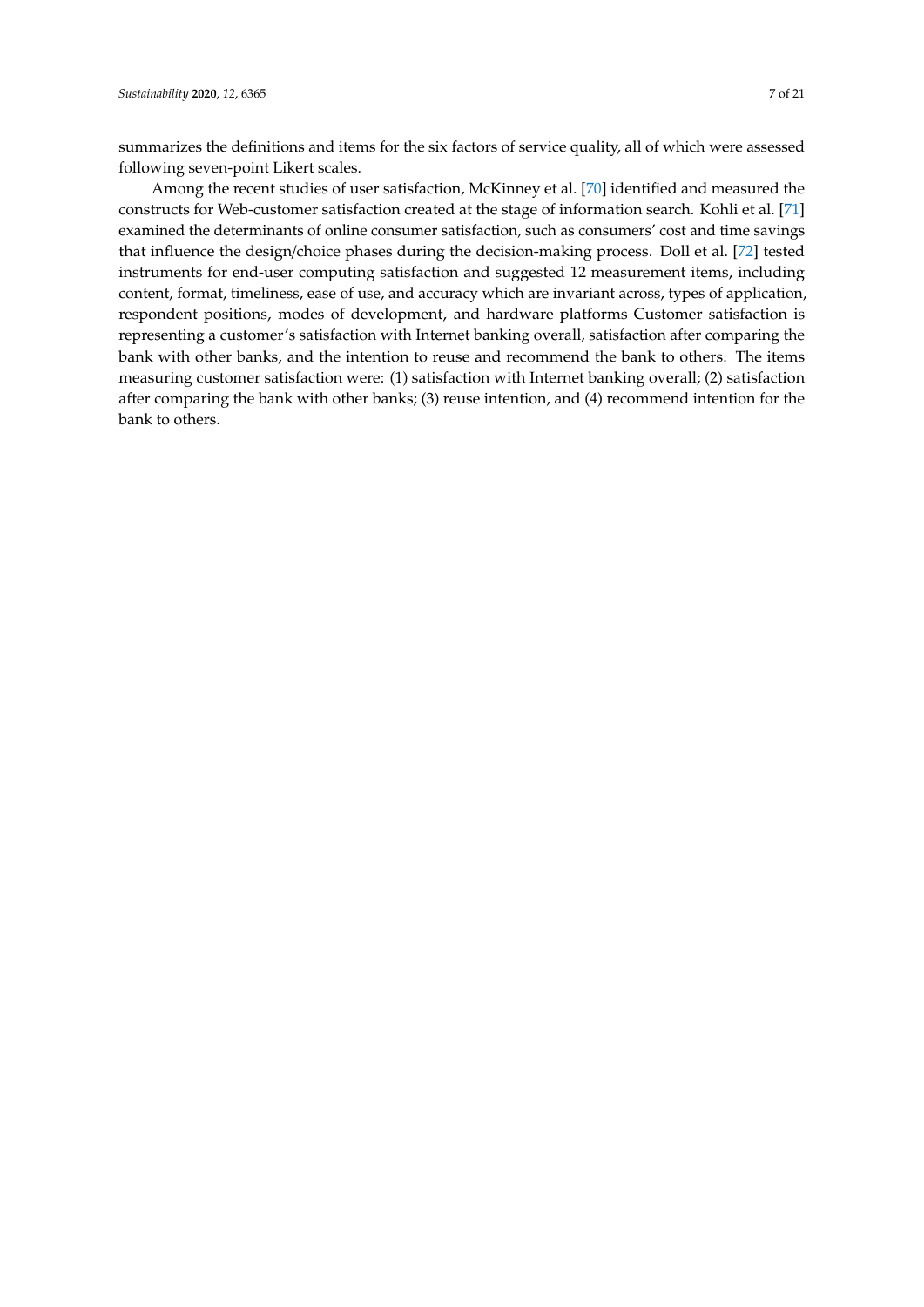summarizes the definitions and items for the six factors of service quality, all of which were assessed following seven-point Likert scales.

Among the recent studies of user satisfaction, McKinney et al. [70] identified and measured the constructs for Web-customer satisfaction created at the stage of information search. Kohli et al. [71] examined the determinants of online consumer satisfaction, such as consumers' cost and time savings that influence the design/choice phases during the decision-making process. Doll et al. [72] tested instruments for end-user computing satisfaction and suggested 12 measurement items, including content, format, timeliness, ease of use, and accuracy which are invariant across, types of application, respondent positions, modes of development, and hardware platforms Customer satisfaction is representing a customer's satisfaction with Internet banking overall, satisfaction after comparing the bank with other banks, and the intention to reuse and recommend the bank to others. The items measuring customer satisfaction were: (1) satisfaction with Internet banking overall; (2) satisfaction after comparing the bank with other banks; (3) reuse intention, and (4) recommend intention for the bank to others.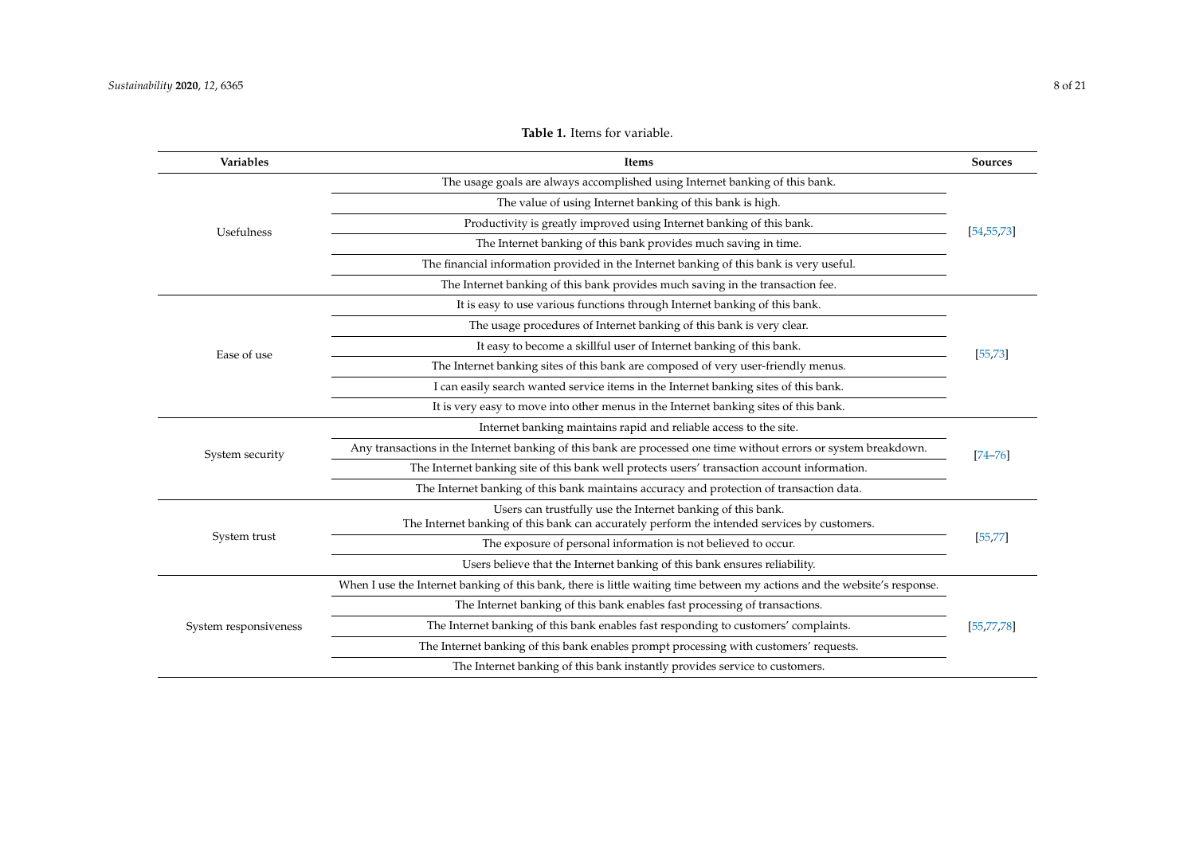**Table 1.** Items for variable.

| Variables | Items | Sources |
|---|---|---|
| Usefulness | The usage goals are always accomplished using Internet banking of this bank. | [54,55,73] |
| | The value of using Internet banking of this bank is high. | |
| | Productivity is greatly improved using Internet banking of this bank. | |
| | The Internet banking of this bank provides much saving in time. | |
| | The financial information provided in the Internet banking of this bank is very useful. | |
| | The Internet banking of this bank provides much saving in the transaction fee. | |
| Ease of use | It is easy to use various functions through Internet banking of this bank. | [55,73] |
| | The usage procedures of Internet banking of this bank is very clear. | |
| | It easy to become a skillful user of Internet banking of this bank. | |
| | The Internet banking sites of this bank are composed of very user-friendly menus. | |
| | I can easily search wanted service items in the Internet banking sites of this bank. | |
| | It is very easy to move into other menus in the Internet banking sites of this bank. | |
| System security | Internet banking maintains rapid and reliable access to the site. | [74–76] |
| | Any transactions in the Internet banking of this bank are processed one time without errors or system breakdown. | |
| | The Internet banking site of this bank well protects users' transaction account information. | |
| | The Internet banking of this bank maintains accuracy and protection of transaction data. | |
| System trust | Users can trustfully use the Internet banking of this bank. The Internet banking of this bank can accurately perform the intended services by customers. | [55,77] |
| | The exposure of personal information is not believed to occur. | |
| | Users believe that the Internet banking of this bank ensures reliability. | |
| System responsiveness | When I use the Internet banking of this bank, there is little waiting time between my actions and the website's response. | [55,77,78] |
| | The Internet banking of this bank enables fast processing of transactions. | |
| | The Internet banking of this bank enables fast responding to customers' complaints. | |
| | The Internet banking of this bank enables prompt processing with customers' requests. | |
| | The Internet banking of this bank instantly provides service to customers. | |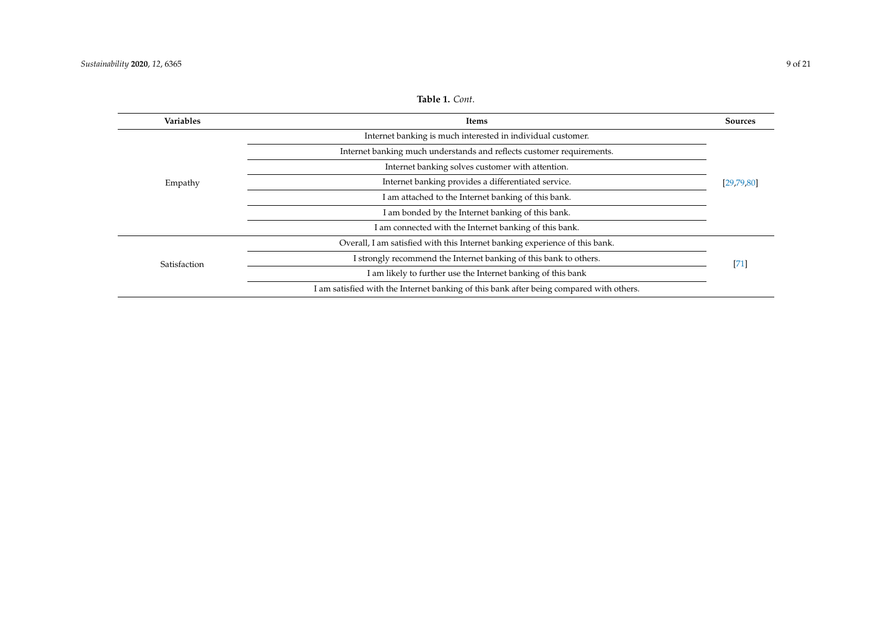**Table 1.** *Cont.*

| Variables | Items | Sources |
| --- | --- | --- |
| Empathy | Internet banking is much interested in individual customer. | [29,79,80] |
| | Internet banking much understands and reflects customer requirements. | |
| | Internet banking solves customer with attention. | |
| | Internet banking provides a differentiated service. | |
| | I am attached to the Internet banking of this bank. | |
| | I am bonded by the Internet banking of this bank. | |
| | I am connected with the Internet banking of this bank. | |
| Satisfaction | Overall, I am satisfied with this Internet banking experience of this bank. | [71] |
| | I strongly recommend the Internet banking of this bank to others. | |
| | I am likely to further use the Internet banking of this bank | |
| | I am satisfied with the Internet banking of this bank after being compared with others. | |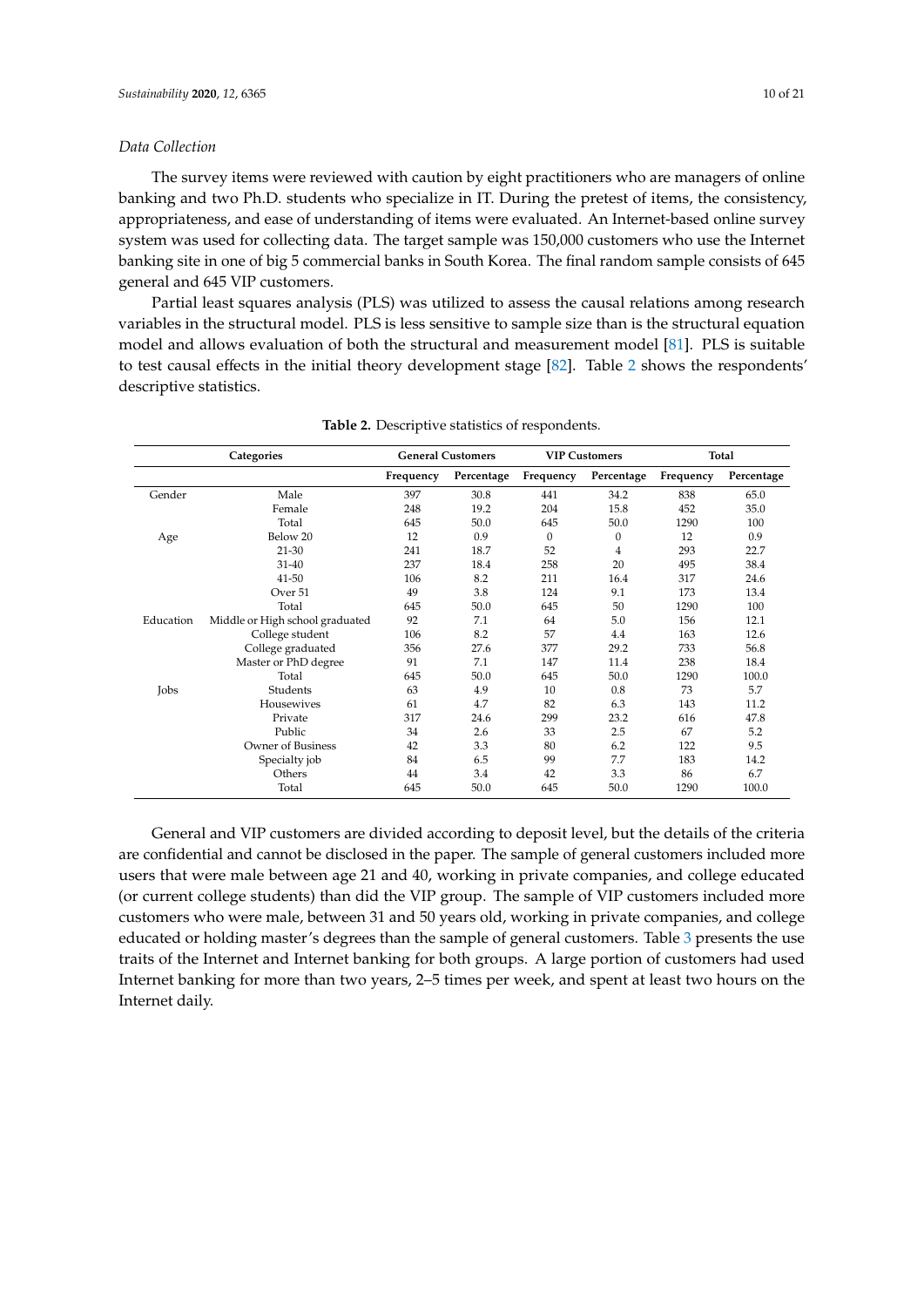*Data Collection*

The survey items were reviewed with caution by eight practitioners who are managers of online banking and two Ph.D. students who specialize in IT. During the pretest of items, the consistency, appropriateness, and ease of understanding of items were evaluated. An Internet-based online survey system was used for collecting data. The target sample was 150,000 customers who use the Internet banking site in one of big 5 commercial banks in South Korea. The final random sample consists of 645 general and 645 VIP customers.

Partial least squares analysis (PLS) was utilized to assess the causal relations among research variables in the structural model. PLS is less sensitive to sample size than is the structural equation model and allows evaluation of both the structural and measurement model [81]. PLS is suitable to test causal effects in the initial theory development stage [82]. Table 2 shows the respondents' descriptive statistics.

**Table 2.** Descriptive statistics of respondents.

| Categories | | General Customers | | VIP Customers | | Total | |
|---|---|---|---|---|---|---|---|
| | | Frequency | Percentage | Frequency | Percentage | Frequency | Percentage |
| Gender | Male | 397 | 30.8 | 441 | 34.2 | 838 | 65.0 |
| | Female | 248 | 19.2 | 204 | 15.8 | 452 | 35.0 |
| | Total | 645 | 50.0 | 645 | 50.0 | 1290 | 100 |
| Age | Below 20 | 12 | 0.9 | 0 | 0 | 12 | 0.9 |
| | 21-30 | 241 | 18.7 | 52 | 4 | 293 | 22.7 |
| | 31-40 | 237 | 18.4 | 258 | 20 | 495 | 38.4 |
| | 41-50 | 106 | 8.2 | 211 | 16.4 | 317 | 24.6 |
| | Over 51 | 49 | 3.8 | 124 | 9.1 | 173 | 13.4 |
| | Total | 645 | 50.0 | 645 | 50 | 1290 | 100 |
| Education | Middle or High school graduated | 92 | 7.1 | 64 | 5.0 | 156 | 12.1 |
| | College student | 106 | 8.2 | 57 | 4.4 | 163 | 12.6 |
| | College graduated | 356 | 27.6 | 377 | 29.2 | 733 | 56.8 |
| | Master or PhD degree | 91 | 7.1 | 147 | 11.4 | 238 | 18.4 |
| | Total | 645 | 50.0 | 645 | 50.0 | 1290 | 100.0 |
| Jobs | Students | 63 | 4.9 | 10 | 0.8 | 73 | 5.7 |
| | Housewives | 61 | 4.7 | 82 | 6.3 | 143 | 11.2 |
| | Private | 317 | 24.6 | 299 | 23.2 | 616 | 47.8 |
| | Public | 34 | 2.6 | 33 | 2.5 | 67 | 5.2 |
| | Owner of Business | 42 | 3.3 | 80 | 6.2 | 122 | 9.5 |
| | Specialty job | 84 | 6.5 | 99 | 7.7 | 183 | 14.2 |
| | Others | 44 | 3.4 | 42 | 3.3 | 86 | 6.7 |
| | Total | 645 | 50.0 | 645 | 50.0 | 1290 | 100.0 |

General and VIP customers are divided according to deposit level, but the details of the criteria are confidential and cannot be disclosed in the paper. The sample of general customers included more users that were male between age 21 and 40, working in private companies, and college educated (or current college students) than did the VIP group. The sample of VIP customers included more customers who were male, between 31 and 50 years old, working in private companies, and college educated or holding master's degrees than the sample of general customers. Table 3 presents the use traits of the Internet and Internet banking for both groups. A large portion of customers had used Internet banking for more than two years, 2–5 times per week, and spent at least two hours on the Internet daily.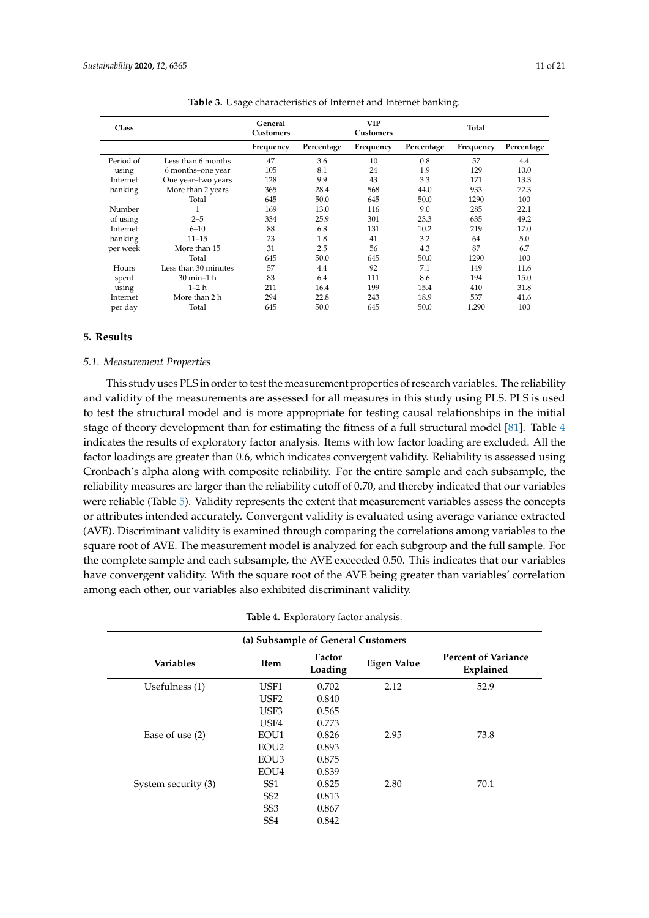**Table 3.** Usage characteristics of Internet and Internet banking.

| Class | | General Customers | | VIP Customers | | Total | |
|---|---|---|---|---|---|---|---|
| | | Frequency | Percentage | Frequency | Percentage | Frequency | Percentage |
| Period of using Internet banking | Less than 6 months | 47 | 3.6 | 10 | 0.8 | 57 | 4.4 |
| | 6 months–one year | 105 | 8.1 | 24 | 1.9 | 129 | 10.0 |
| | One year–two years | 128 | 9.9 | 43 | 3.3 | 171 | 13.3 |
| | More than 2 years | 365 | 28.4 | 568 | 44.0 | 933 | 72.3 |
| | Total | 645 | 50.0 | 645 | 50.0 | 1290 | 100 |
| Number of using Internet banking per week | 1 | 169 | 13.0 | 116 | 9.0 | 285 | 22.1 |
| | 2–5 | 334 | 25.9 | 301 | 23.3 | 635 | 49.2 |
| | 6–10 | 88 | 6.8 | 131 | 10.2 | 219 | 17.0 |
| | 11–15 | 23 | 1.8 | 41 | 3.2 | 64 | 5.0 |
| | More than 15 | 31 | 2.5 | 56 | 4.3 | 87 | 6.7 |
| | Total | 645 | 50.0 | 645 | 50.0 | 1290 | 100 |
| Hours spent using Internet per day | Less than 30 minutes | 57 | 4.4 | 92 | 7.1 | 149 | 11.6 |
| | 30 min–1 h | 83 | 6.4 | 111 | 8.6 | 194 | 15.0 |
| | 1–2 h | 211 | 16.4 | 199 | 15.4 | 410 | 31.8 |
| | More than 2 h | 294 | 22.8 | 243 | 18.9 | 537 | 41.6 |
| | Total | 645 | 50.0 | 645 | 50.0 | 1,290 | 100 |

## 5. Results

### *5.1. Measurement Properties*

This study uses PLS in order to test the measurement properties of research variables. The reliability and validity of the measurements are assessed for all measures in this study using PLS. PLS is used to test the structural model and is more appropriate for testing causal relationships in the initial stage of theory development than for estimating the fitness of a full structural model [81]. Table 4 indicates the results of exploratory factor analysis. Items with low factor loading are excluded. All the factor loadings are greater than 0.6, which indicates convergent validity. Reliability is assessed using Cronbach's alpha along with composite reliability. For the entire sample and each subsample, the reliability measures are larger than the reliability cutoff of 0.70, and thereby indicated that our variables were reliable (Table 5). Validity represents the extent that measurement variables assess the concepts or attributes intended accurately. Convergent validity is evaluated using average variance extracted (AVE). Discriminant validity is examined through comparing the correlations among variables to the square root of AVE. The measurement model is analyzed for each subgroup and the full sample. For the complete sample and each subsample, the AVE exceeded 0.50. This indicates that our variables have convergent validity. With the square root of the AVE being greater than variables' correlation among each other, our variables also exhibited discriminant validity.

**Table 4.** Exploratory factor analysis.

| (a) Subsample of General Customers | | | | |
|---|---|---|---|---|
| **Variables** | **Item** | **Factor Loading** | **Eigen Value** | **Percent of Variance Explained** |
| Usefulness (1) | USF1 | 0.702 | 2.12 | 52.9 |
| | USF2 | 0.840 | | |
| | USF3 | 0.565 | | |
| | USF4 | 0.773 | | |
| Ease of use (2) | EOU1 | 0.826 | 2.95 | 73.8 |
| | EOU2 | 0.893 | | |
| | EOU3 | 0.875 | | |
| | EOU4 | 0.839 | | |
| System security (3) | SS1 | 0.825 | 2.80 | 70.1 |
| | SS2 | 0.813 | | |
| | SS3 | 0.867 | | |
| | SS4 | 0.842 | | |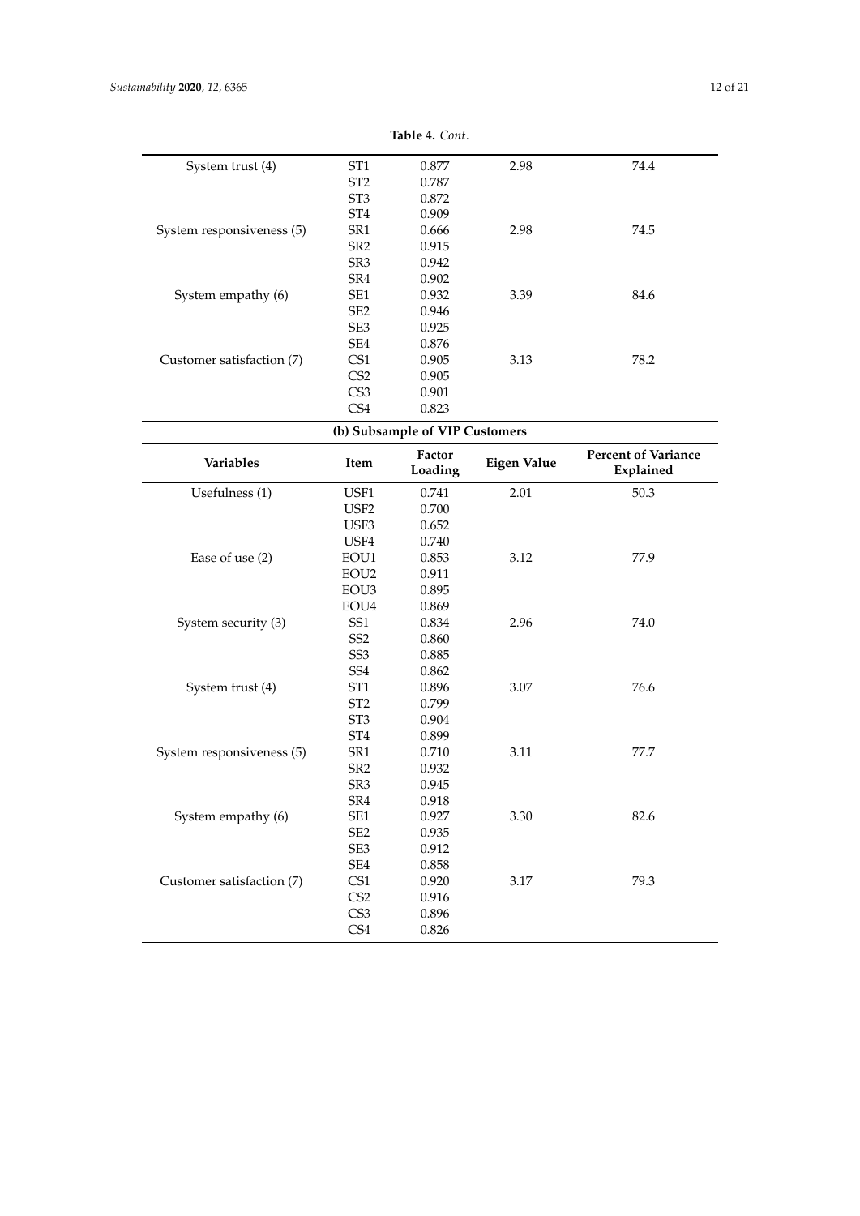**Table 4.** *Cont.*

| Variables | Item | Factor Loading | Eigen Value | Percent of Variance Explained |
|---|---|---|---|---|
| System trust (4) | ST1 | 0.877 | 2.98 | 74.4 |
| | ST2 | 0.787 | | |
| | ST3 | 0.872 | | |
| | ST4 | 0.909 | | |
| System responsiveness (5) | SR1 | 0.666 | 2.98 | 74.5 |
| | SR2 | 0.915 | | |
| | SR3 | 0.942 | | |
| | SR4 | 0.902 | | |
| System empathy (6) | SE1 | 0.932 | 3.39 | 84.6 |
| | SE2 | 0.946 | | |
| | SE3 | 0.925 | | |
| | SE4 | 0.876 | | |
| Customer satisfaction (7) | CS1 | 0.905 | 3.13 | 78.2 |
| | CS2 | 0.905 | | |
| | CS3 | 0.901 | | |
| | CS4 | 0.823 | | |

**(b) Subsample of VIP Customers**

| Variables | Item | Factor Loading | Eigen Value | Percent of Variance Explained |
|---|---|---|---|---|
| Usefulness (1) | USF1 | 0.741 | 2.01 | 50.3 |
| | USF2 | 0.700 | | |
| | USF3 | 0.652 | | |
| | USF4 | 0.740 | | |
| Ease of use (2) | EOU1 | 0.853 | 3.12 | 77.9 |
| | EOU2 | 0.911 | | |
| | EOU3 | 0.895 | | |
| | EOU4 | 0.869 | | |
| System security (3) | SS1 | 0.834 | 2.96 | 74.0 |
| | SS2 | 0.860 | | |
| | SS3 | 0.885 | | |
| | SS4 | 0.862 | | |
| System trust (4) | ST1 | 0.896 | 3.07 | 76.6 |
| | ST2 | 0.799 | | |
| | ST3 | 0.904 | | |
| | ST4 | 0.899 | | |
| System responsiveness (5) | SR1 | 0.710 | 3.11 | 77.7 |
| | SR2 | 0.932 | | |
| | SR3 | 0.945 | | |
| | SR4 | 0.918 | | |
| System empathy (6) | SE1 | 0.927 | 3.30 | 82.6 |
| | SE2 | 0.935 | | |
| | SE3 | 0.912 | | |
| | SE4 | 0.858 | | |
| Customer satisfaction (7) | CS1 | 0.920 | 3.17 | 79.3 |
| | CS2 | 0.916 | | |
| | CS3 | 0.896 | | |
| | CS4 | 0.826 | | |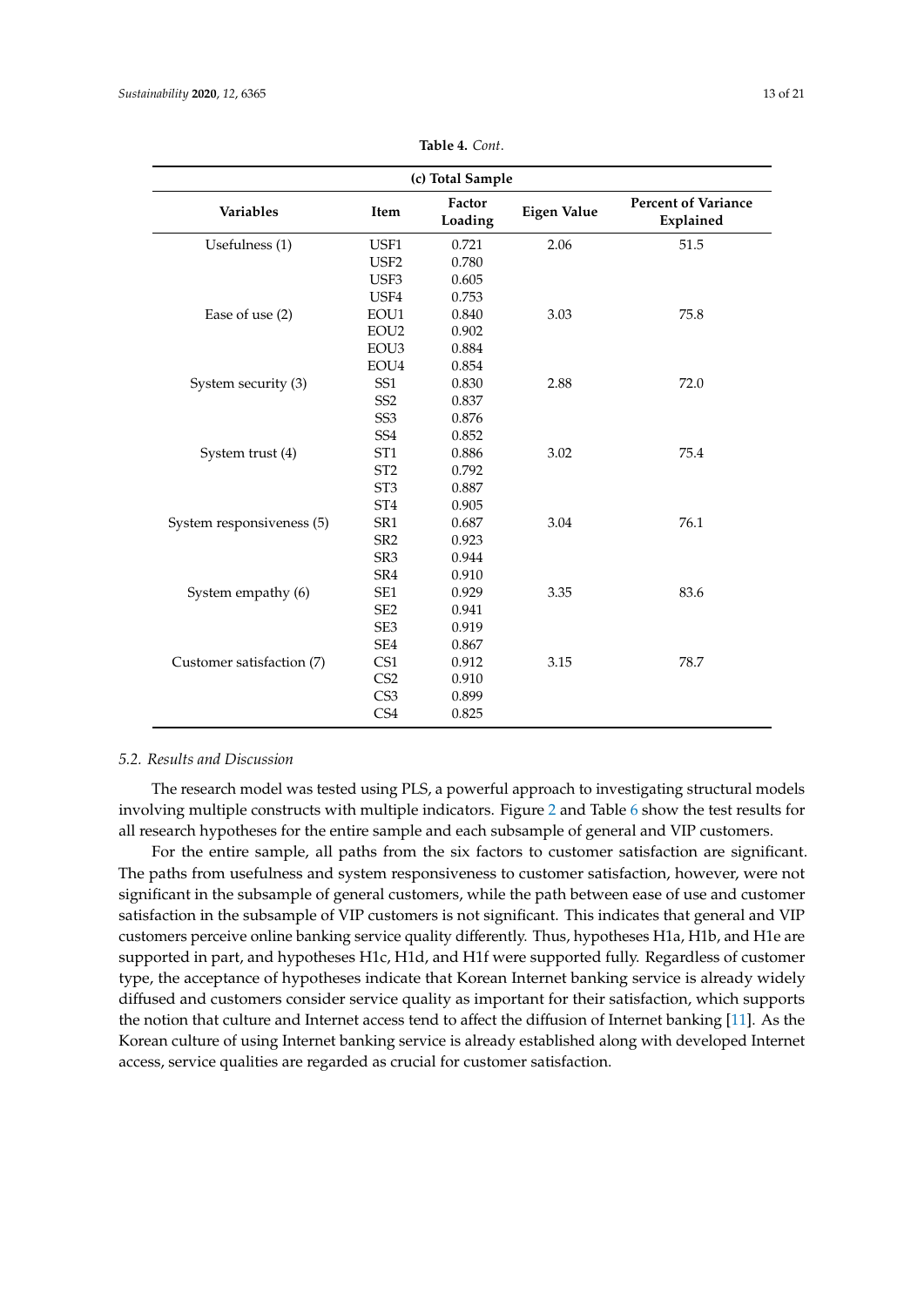**Table 4.** *Cont.*

| (c) Total Sample | | | | |
|---|---|---|---|---|
| **Variables** | **Item** | **Factor Loading** | **Eigen Value** | **Percent of Variance Explained** |
| Usefulness (1) | USF1 | 0.721 | 2.06 | 51.5 |
| | USF2 | 0.780 | | |
| | USF3 | 0.605 | | |
| | USF4 | 0.753 | | |
| Ease of use (2) | EOU1 | 0.840 | 3.03 | 75.8 |
| | EOU2 | 0.902 | | |
| | EOU3 | 0.884 | | |
| | EOU4 | 0.854 | | |
| System security (3) | SS1 | 0.830 | 2.88 | 72.0 |
| | SS2 | 0.837 | | |
| | SS3 | 0.876 | | |
| | SS4 | 0.852 | | |
| System trust (4) | ST1 | 0.886 | 3.02 | 75.4 |
| | ST2 | 0.792 | | |
| | ST3 | 0.887 | | |
| | ST4 | 0.905 | | |
| System responsiveness (5) | SR1 | 0.687 | 3.04 | 76.1 |
| | SR2 | 0.923 | | |
| | SR3 | 0.944 | | |
| | SR4 | 0.910 | | |
| System empathy (6) | SE1 | 0.929 | 3.35 | 83.6 |
| | SE2 | 0.941 | | |
| | SE3 | 0.919 | | |
| | SE4 | 0.867 | | |
| Customer satisfaction (7) | CS1 | 0.912 | 3.15 | 78.7 |
| | CS2 | 0.910 | | |
| | CS3 | 0.899 | | |
| | CS4 | 0.825 | | |

### *5.2. Results and Discussion*

The research model was tested using PLS, a powerful approach to investigating structural models involving multiple constructs with multiple indicators. Figure 2 and Table 6 show the test results for all research hypotheses for the entire sample and each subsample of general and VIP customers.

For the entire sample, all paths from the six factors to customer satisfaction are significant. The paths from usefulness and system responsiveness to customer satisfaction, however, were not significant in the subsample of general customers, while the path between ease of use and customer satisfaction in the subsample of VIP customers is not significant. This indicates that general and VIP customers perceive online banking service quality differently. Thus, hypotheses H1a, H1b, and H1e are supported in part, and hypotheses H1c, H1d, and H1f were supported fully. Regardless of customer type, the acceptance of hypotheses indicate that Korean Internet banking service is already widely diffused and customers consider service quality as important for their satisfaction, which supports the notion that culture and Internet access tend to affect the diffusion of Internet banking [11]. As the Korean culture of using Internet banking service is already established along with developed Internet access, service qualities are regarded as crucial for customer satisfaction.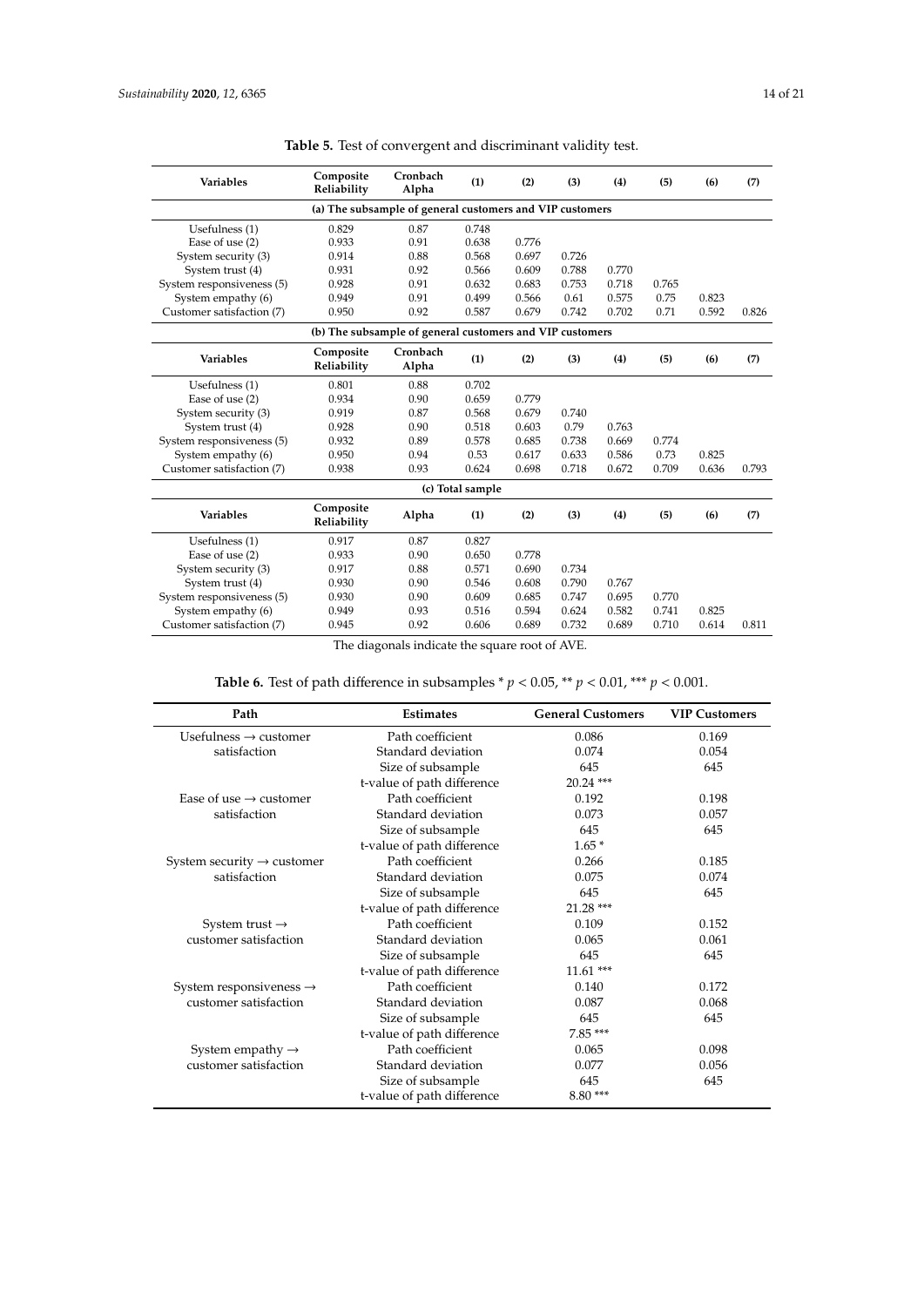**Table 5.** Test of convergent and discriminant validity test.

| Variables | Composite Reliability | Cronbach Alpha | (1) | (2) | (3) | (4) | (5) | (6) | (7) |
|---|---|---|---|---|---|---|---|---|---|
| **(a) The subsample of general customers and VIP customers** | | | | | | | | | |
| Usefulness (1) | 0.829 | 0.87 | 0.748 | | | | | | |
| Ease of use (2) | 0.933 | 0.91 | 0.638 | 0.776 | | | | | |
| System security (3) | 0.914 | 0.88 | 0.568 | 0.697 | 0.726 | | | | |
| System trust (4) | 0.931 | 0.92 | 0.566 | 0.609 | 0.788 | 0.770 | | | |
| System responsiveness (5) | 0.928 | 0.91 | 0.632 | 0.683 | 0.753 | 0.718 | 0.765 | | |
| System empathy (6) | 0.949 | 0.91 | 0.499 | 0.566 | 0.61 | 0.575 | 0.75 | 0.823 | |
| Customer satisfaction (7) | 0.950 | 0.92 | 0.587 | 0.679 | 0.742 | 0.702 | 0.71 | 0.592 | 0.826 |
| **(b) The subsample of general customers and VIP customers** | | | | | | | | | |
| **Variables** | **Composite Reliability** | **Cronbach Alpha** | **(1)** | **(2)** | **(3)** | **(4)** | **(5)** | **(6)** | **(7)** |
| Usefulness (1) | 0.801 | 0.88 | 0.702 | | | | | | |
| Ease of use (2) | 0.934 | 0.90 | 0.659 | 0.779 | | | | | |
| System security (3) | 0.919 | 0.87 | 0.568 | 0.679 | 0.740 | | | | |
| System trust (4) | 0.928 | 0.90 | 0.518 | 0.603 | 0.79 | 0.763 | | | |
| System responsiveness (5) | 0.932 | 0.89 | 0.578 | 0.685 | 0.738 | 0.669 | 0.774 | | |
| System empathy (6) | 0.950 | 0.94 | 0.53 | 0.617 | 0.633 | 0.586 | 0.73 | 0.825 | |
| Customer satisfaction (7) | 0.938 | 0.93 | 0.624 | 0.698 | 0.718 | 0.672 | 0.709 | 0.636 | 0.793 |
| **(c) Total sample** | | | | | | | | | |
| **Variables** | **Composite Reliability** | **Alpha** | **(1)** | **(2)** | **(3)** | **(4)** | **(5)** | **(6)** | **(7)** |
| Usefulness (1) | 0.917 | 0.87 | 0.827 | | | | | | |
| Ease of use (2) | 0.933 | 0.90 | 0.650 | 0.778 | | | | | |
| System security (3) | 0.917 | 0.88 | 0.571 | 0.690 | 0.734 | | | | |
| System trust (4) | 0.930 | 0.90 | 0.546 | 0.608 | 0.790 | 0.767 | | | |
| System responsiveness (5) | 0.930 | 0.90 | 0.609 | 0.685 | 0.747 | 0.695 | 0.770 | | |
| System empathy (6) | 0.949 | 0.93 | 0.516 | 0.594 | 0.624 | 0.582 | 0.741 | 0.825 | |
| Customer satisfaction (7) | 0.945 | 0.92 | 0.606 | 0.689 | 0.732 | 0.689 | 0.710 | 0.614 | 0.811 |

The diagonals indicate the square root of AVE.

**Table 6.** Test of path difference in subsamples * $p < 0.05$, ** $p < 0.01$, *** $p < 0.001$.

| Path | Estimates | General Customers | VIP Customers |
|---|---|---|---|
| Usefulness → customer satisfaction | Path coefficient | 0.086 | 0.169 |
| | Standard deviation | 0.074 | 0.054 |
| | Size of subsample | 645 | 645 |
| | t-value of path difference | 20.24 *** | |
| Ease of use → customer satisfaction | Path coefficient | 0.192 | 0.198 |
| | Standard deviation | 0.073 | 0.057 |
| | Size of subsample | 645 | 645 |
| | t-value of path difference | 1.65 * | |
| System security → customer satisfaction | Path coefficient | 0.266 | 0.185 |
| | Standard deviation | 0.075 | 0.074 |
| | Size of subsample | 645 | 645 |
| | t-value of path difference | 21.28 *** | |
| System trust → customer satisfaction | Path coefficient | 0.109 | 0.152 |
| | Standard deviation | 0.065 | 0.061 |
| | Size of subsample | 645 | 645 |
| | t-value of path difference | 11.61 *** | |
| System responsiveness → customer satisfaction | Path coefficient | 0.140 | 0.172 |
| | Standard deviation | 0.087 | 0.068 |
| | Size of subsample | 645 | 645 |
| | t-value of path difference | 7.85 *** | |
| System empathy → customer satisfaction | Path coefficient | 0.065 | 0.098 |
| | Standard deviation | 0.077 | 0.056 |
| | Size of subsample | 645 | 645 |
| | t-value of path difference | 8.80 *** | |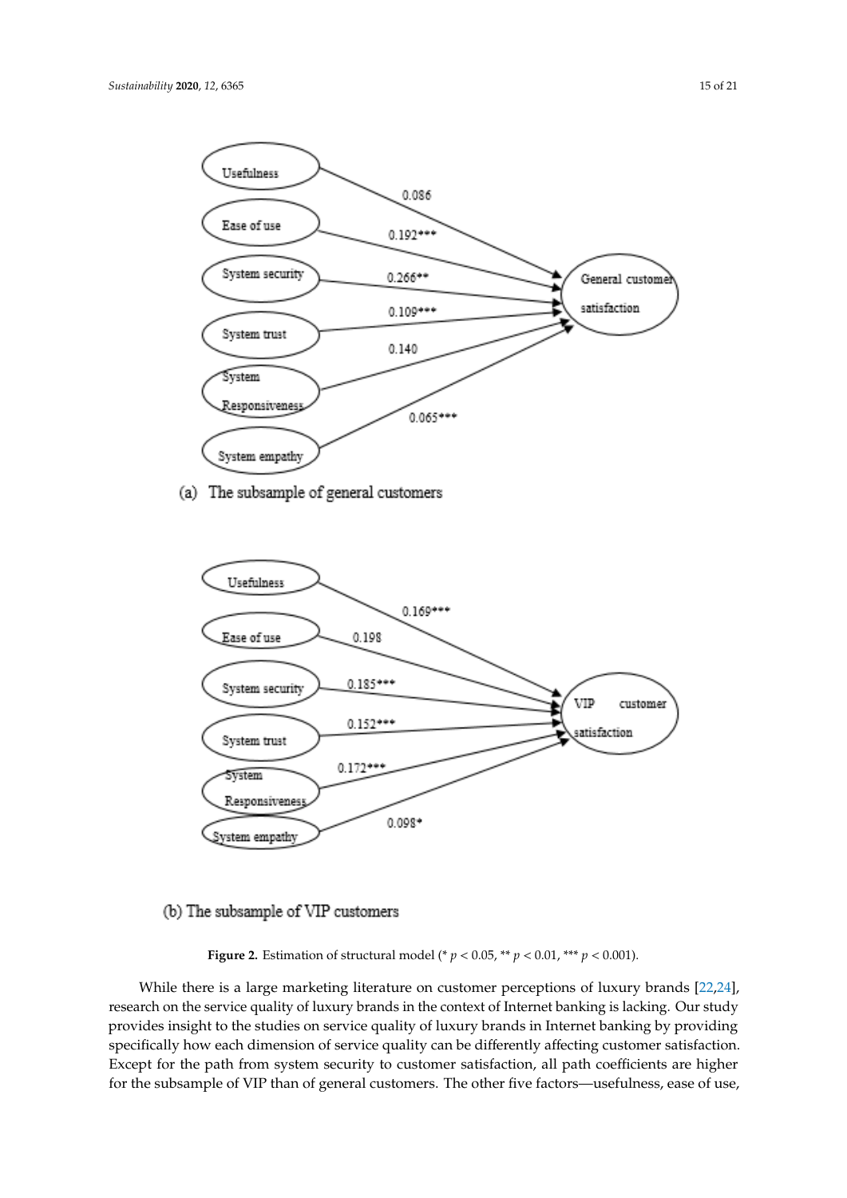(a) The subsample of general customers

(b) The subsample of VIP customers

**Figure 2.** Estimation of structural model (* $p < 0.05$, ** $p < 0.01$, *** $p < 0.001$).

While there is a large marketing literature on customer perceptions of luxury brands [22,24], research on the service quality of luxury brands in the context of Internet banking is lacking. Our study provides insight to the studies on service quality of luxury brands in Internet banking by providing specifically how each dimension of service quality can be differently affecting customer satisfaction. Except for the path from system security to customer satisfaction, all path coefficients are higher for the subsample of VIP than of general customers. The other five factors—usefulness, ease of use,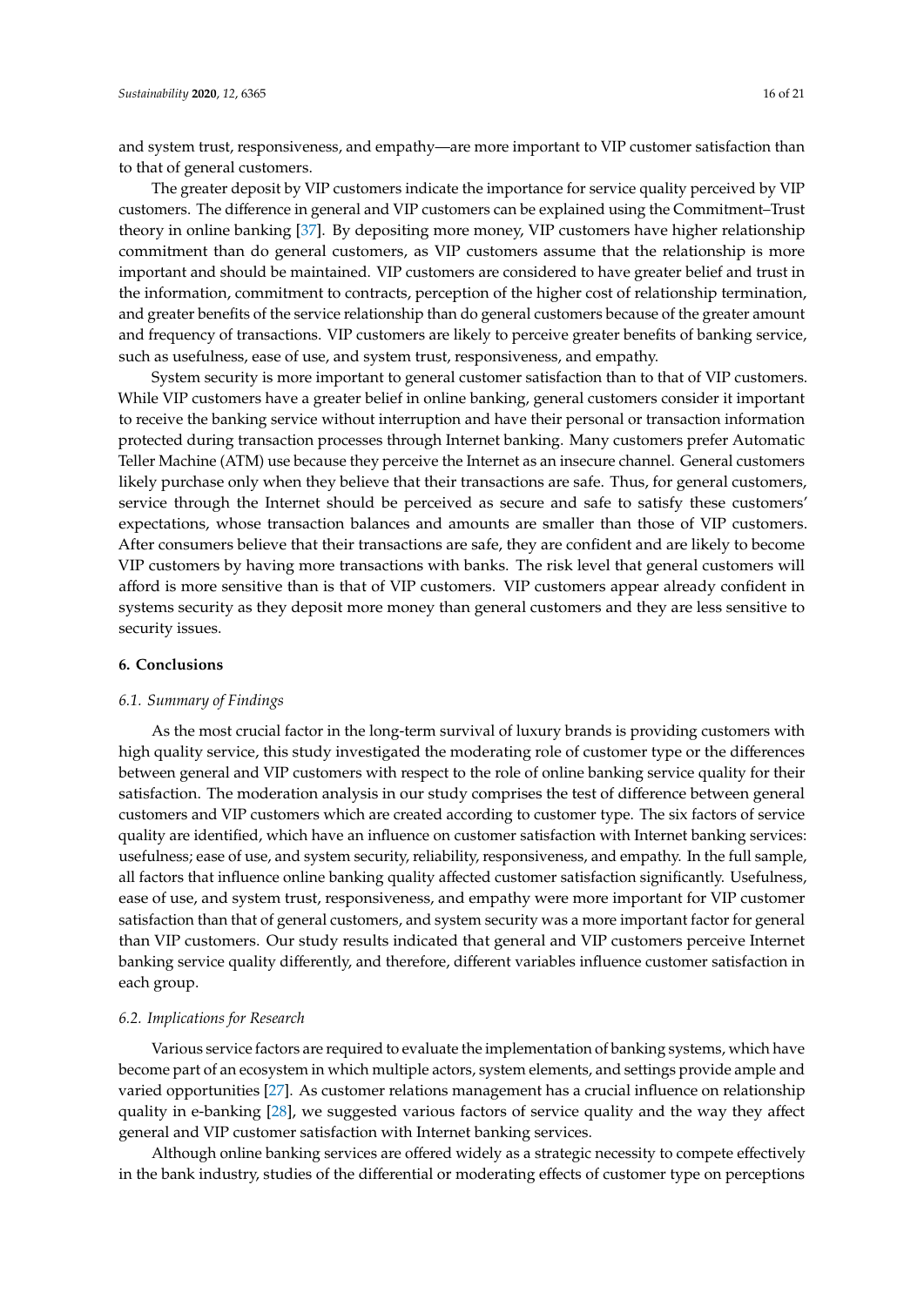and system trust, responsiveness, and empathy—are more important to VIP customer satisfaction than to that of general customers.

The greater deposit by VIP customers indicate the importance for service quality perceived by VIP customers. The difference in general and VIP customers can be explained using the Commitment–Trust theory in online banking [37]. By depositing more money, VIP customers have higher relationship commitment than do general customers, as VIP customers assume that the relationship is more important and should be maintained. VIP customers are considered to have greater belief and trust in the information, commitment to contracts, perception of the higher cost of relationship termination, and greater benefits of the service relationship than do general customers because of the greater amount and frequency of transactions. VIP customers are likely to perceive greater benefits of banking service, such as usefulness, ease of use, and system trust, responsiveness, and empathy.

System security is more important to general customer satisfaction than to that of VIP customers. While VIP customers have a greater belief in online banking, general customers consider it important to receive the banking service without interruption and have their personal or transaction information protected during transaction processes through Internet banking. Many customers prefer Automatic Teller Machine (ATM) use because they perceive the Internet as an insecure channel. General customers likely purchase only when they believe that their transactions are safe. Thus, for general customers, service through the Internet should be perceived as secure and safe to satisfy these customers' expectations, whose transaction balances and amounts are smaller than those of VIP customers. After consumers believe that their transactions are safe, they are confident and are likely to become VIP customers by having more transactions with banks. The risk level that general customers will afford is more sensitive than is that of VIP customers. VIP customers appear already confident in systems security as they deposit more money than general customers and they are less sensitive to security issues.

## 6. Conclusions

### *6.1. Summary of Findings*

As the most crucial factor in the long-term survival of luxury brands is providing customers with high quality service, this study investigated the moderating role of customer type or the differences between general and VIP customers with respect to the role of online banking service quality for their satisfaction. The moderation analysis in our study comprises the test of difference between general customers and VIP customers which are created according to customer type. The six factors of service quality are identified, which have an influence on customer satisfaction with Internet banking services: usefulness; ease of use, and system security, reliability, responsiveness, and empathy. In the full sample, all factors that influence online banking quality affected customer satisfaction significantly. Usefulness, ease of use, and system trust, responsiveness, and empathy were more important for VIP customer satisfaction than that of general customers, and system security was a more important factor for general than VIP customers. Our study results indicated that general and VIP customers perceive Internet banking service quality differently, and therefore, different variables influence customer satisfaction in each group.

### *6.2. Implications for Research*

Various service factors are required to evaluate the implementation of banking systems, which have become part of an ecosystem in which multiple actors, system elements, and settings provide ample and varied opportunities [27]. As customer relations management has a crucial influence on relationship quality in e-banking [28], we suggested various factors of service quality and the way they affect general and VIP customer satisfaction with Internet banking services.

Although online banking services are offered widely as a strategic necessity to compete effectively in the bank industry, studies of the differential or moderating effects of customer type on perceptions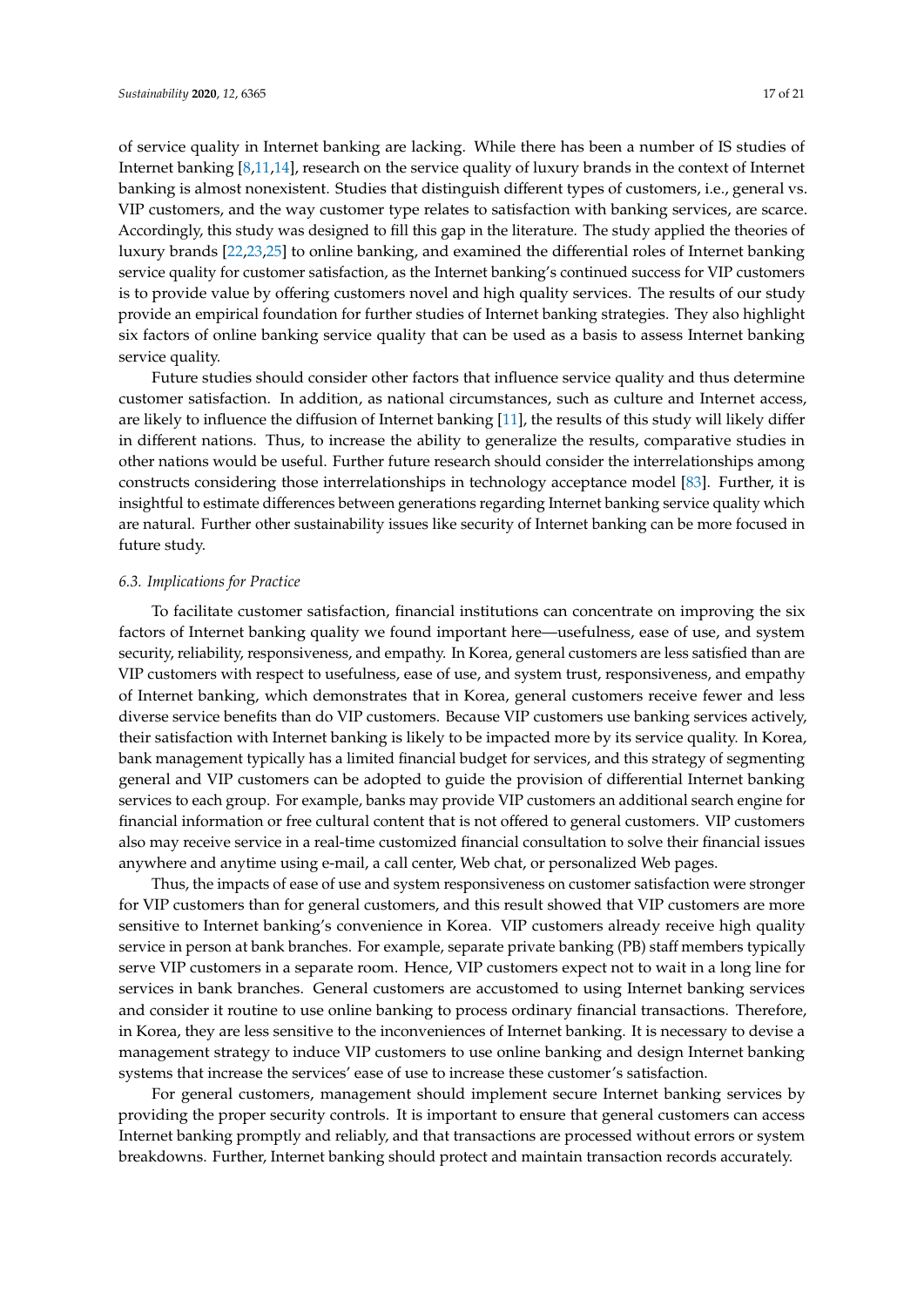of service quality in Internet banking are lacking. While there has been a number of IS studies of Internet banking [8,11,14], research on the service quality of luxury brands in the context of Internet banking is almost nonexistent. Studies that distinguish different types of customers, i.e., general vs. VIP customers, and the way customer type relates to satisfaction with banking services, are scarce. Accordingly, this study was designed to fill this gap in the literature. The study applied the theories of luxury brands [22,23,25] to online banking, and examined the differential roles of Internet banking service quality for customer satisfaction, as the Internet banking's continued success for VIP customers is to provide value by offering customers novel and high quality services. The results of our study provide an empirical foundation for further studies of Internet banking strategies. They also highlight six factors of online banking service quality that can be used as a basis to assess Internet banking service quality.

Future studies should consider other factors that influence service quality and thus determine customer satisfaction. In addition, as national circumstances, such as culture and Internet access, are likely to influence the diffusion of Internet banking [11], the results of this study will likely differ in different nations. Thus, to increase the ability to generalize the results, comparative studies in other nations would be useful. Further future research should consider the interrelationships among constructs considering those interrelationships in technology acceptance model [83]. Further, it is insightful to estimate differences between generations regarding Internet banking service quality which are natural. Further other sustainability issues like security of Internet banking can be more focused in future study.

### *6.3. Implications for Practice*

To facilitate customer satisfaction, financial institutions can concentrate on improving the six factors of Internet banking quality we found important here—usefulness, ease of use, and system security, reliability, responsiveness, and empathy. In Korea, general customers are less satisfied than are VIP customers with respect to usefulness, ease of use, and system trust, responsiveness, and empathy of Internet banking, which demonstrates that in Korea, general customers receive fewer and less diverse service benefits than do VIP customers. Because VIP customers use banking services actively, their satisfaction with Internet banking is likely to be impacted more by its service quality. In Korea, bank management typically has a limited financial budget for services, and this strategy of segmenting general and VIP customers can be adopted to guide the provision of differential Internet banking services to each group. For example, banks may provide VIP customers an additional search engine for financial information or free cultural content that is not offered to general customers. VIP customers also may receive service in a real-time customized financial consultation to solve their financial issues anywhere and anytime using e-mail, a call center, Web chat, or personalized Web pages.

Thus, the impacts of ease of use and system responsiveness on customer satisfaction were stronger for VIP customers than for general customers, and this result showed that VIP customers are more sensitive to Internet banking's convenience in Korea. VIP customers already receive high quality service in person at bank branches. For example, separate private banking (PB) staff members typically serve VIP customers in a separate room. Hence, VIP customers expect not to wait in a long line for services in bank branches. General customers are accustomed to using Internet banking services and consider it routine to use online banking to process ordinary financial transactions. Therefore, in Korea, they are less sensitive to the inconveniences of Internet banking. It is necessary to devise a management strategy to induce VIP customers to use online banking and design Internet banking systems that increase the services' ease of use to increase these customer's satisfaction.

For general customers, management should implement secure Internet banking services by providing the proper security controls. It is important to ensure that general customers can access Internet banking promptly and reliably, and that transactions are processed without errors or system breakdowns. Further, Internet banking should protect and maintain transaction records accurately.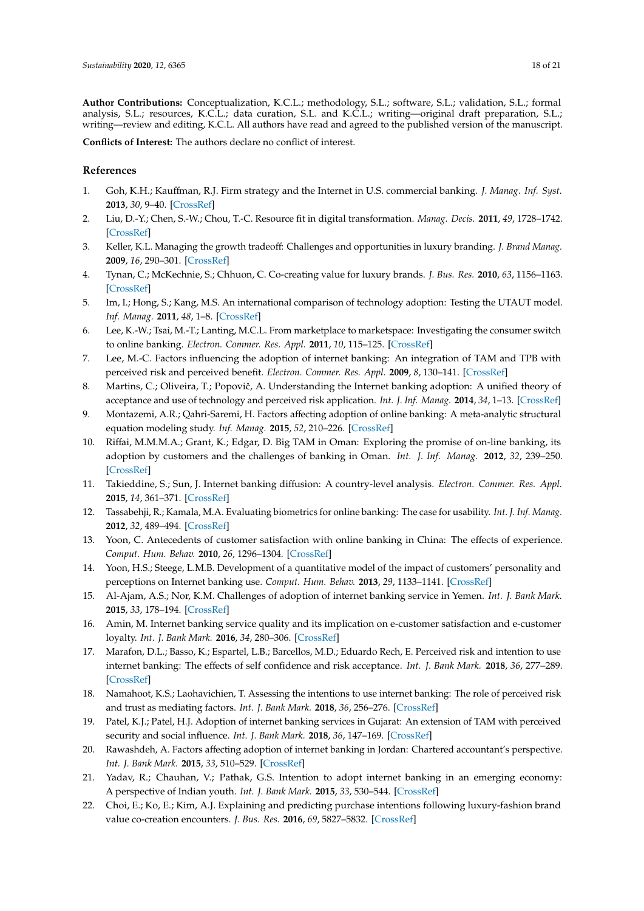**Author Contributions:** Conceptualization, K.C.L.; methodology, S.L.; software, S.L.; validation, S.L.; formal analysis, S.L.; resources, K.C.L.; data curation, S.L. and K.C.L.; writing—original draft preparation, S.L.; writing—review and editing, K.C.L. All authors have read and agreed to the published version of the manuscript.

**Conflicts of Interest:** The authors declare no conflict of interest.

## References

1. Goh, K.H.; Kauffman, R.J. Firm strategy and the Internet in U.S. commercial banking. *J. Manag. Inf. Syst.* **2013**, *30*, 9–40. [CrossRef]
2. Liu, D.-Y.; Chen, S.-W.; Chou, T.-C. Resource fit in digital transformation. *Manag. Decis.* **2011**, *49*, 1728–1742. [CrossRef]
3. Keller, K.L. Managing the growth tradeoff: Challenges and opportunities in luxury branding. *J. Brand Manag.* **2009**, *16*, 290–301. [CrossRef]
4. Tynan, C.; McKechnie, S.; Chhuon, C. Co-creating value for luxury brands. *J. Bus. Res.* **2010**, *63*, 1156–1163. [CrossRef]
5. Im, I.; Hong, S.; Kang, M.S. An international comparison of technology adoption: Testing the UTAUT model. *Inf. Manag.* **2011**, *48*, 1–8. [CrossRef]
6. Lee, K.-W.; Tsai, M.-T.; Lanting, M.C.L. From marketplace to marketspace: Investigating the consumer switch to online banking. *Electron. Commer. Res. Appl.* **2011**, *10*, 115–125. [CrossRef]
7. Lee, M.-C. Factors influencing the adoption of internet banking: An integration of TAM and TPB with perceived risk and perceived benefit. *Electron. Commer. Res. Appl.* **2009**, *8*, 130–141. [CrossRef]
8. Martins, C.; Oliveira, T.; Popovič, A. Understanding the Internet banking adoption: A unified theory of acceptance and use of technology and perceived risk application. *Int. J. Inf. Manag.* **2014**, *34*, 1–13. [CrossRef]
9. Montazemi, A.R.; Qahri-Saremi, H. Factors affecting adoption of online banking: A meta-analytic structural equation modeling study. *Inf. Manag.* **2015**, *52*, 210–226. [CrossRef]
10. Riffai, M.M.M.A.; Grant, K.; Edgar, D. Big TAM in Oman: Exploring the promise of on-line banking, its adoption by customers and the challenges of banking in Oman. *Int. J. Inf. Manag.* **2012**, *32*, 239–250. [CrossRef]
11. Takieddine, S.; Sun, J. Internet banking diffusion: A country-level analysis. *Electron. Commer. Res. Appl.* **2015**, *14*, 361–371. [CrossRef]
12. Tassabehji, R.; Kamala, M.A. Evaluating biometrics for online banking: The case for usability. *Int. J. Inf. Manag.* **2012**, *32*, 489–494. [CrossRef]
13. Yoon, C. Antecedents of customer satisfaction with online banking in China: The effects of experience. *Comput. Hum. Behav.* **2010**, *26*, 1296–1304. [CrossRef]
14. Yoon, H.S.; Steege, L.M.B. Development of a quantitative model of the impact of customers' personality and perceptions on Internet banking use. *Comput. Hum. Behav.* **2013**, *29*, 1133–1141. [CrossRef]
15. Al-Ajam, A.S.; Nor, K.M. Challenges of adoption of internet banking service in Yemen. *Int. J. Bank Mark.* **2015**, *33*, 178–194. [CrossRef]
16. Amin, M. Internet banking service quality and its implication on e-customer satisfaction and e-customer loyalty. *Int. J. Bank Mark.* **2016**, *34*, 280–306. [CrossRef]
17. Marafon, D.L.; Basso, K.; Espartel, L.B.; Barcellos, M.D.; Eduardo Rech, E. Perceived risk and intention to use internet banking: The effects of self confidence and risk acceptance. *Int. J. Bank Mark.* **2018**, *36*, 277–289. [CrossRef]
18. Namahoot, K.S.; Laohavichien, T. Assessing the intentions to use internet banking: The role of perceived risk and trust as mediating factors. *Int. J. Bank Mark.* **2018**, *36*, 256–276. [CrossRef]
19. Patel, K.J.; Patel, H.J. Adoption of internet banking services in Gujarat: An extension of TAM with perceived security and social influence. *Int. J. Bank Mark.* **2018**, *36*, 147–169. [CrossRef]
20. Rawashdeh, A. Factors affecting adoption of internet banking in Jordan: Chartered accountant's perspective. *Int. J. Bank Mark.* **2015**, *33*, 510–529. [CrossRef]
21. Yadav, R.; Chauhan, V.; Pathak, G.S. Intention to adopt internet banking in an emerging economy: A perspective of Indian youth. *Int. J. Bank Mark.* **2015**, *33*, 530–544. [CrossRef]
22. Choi, E.; Ko, E.; Kim, A.J. Explaining and predicting purchase intentions following luxury-fashion brand value co-creation encounters. *J. Bus. Res.* **2016**, *69*, 5827–5832. [CrossRef]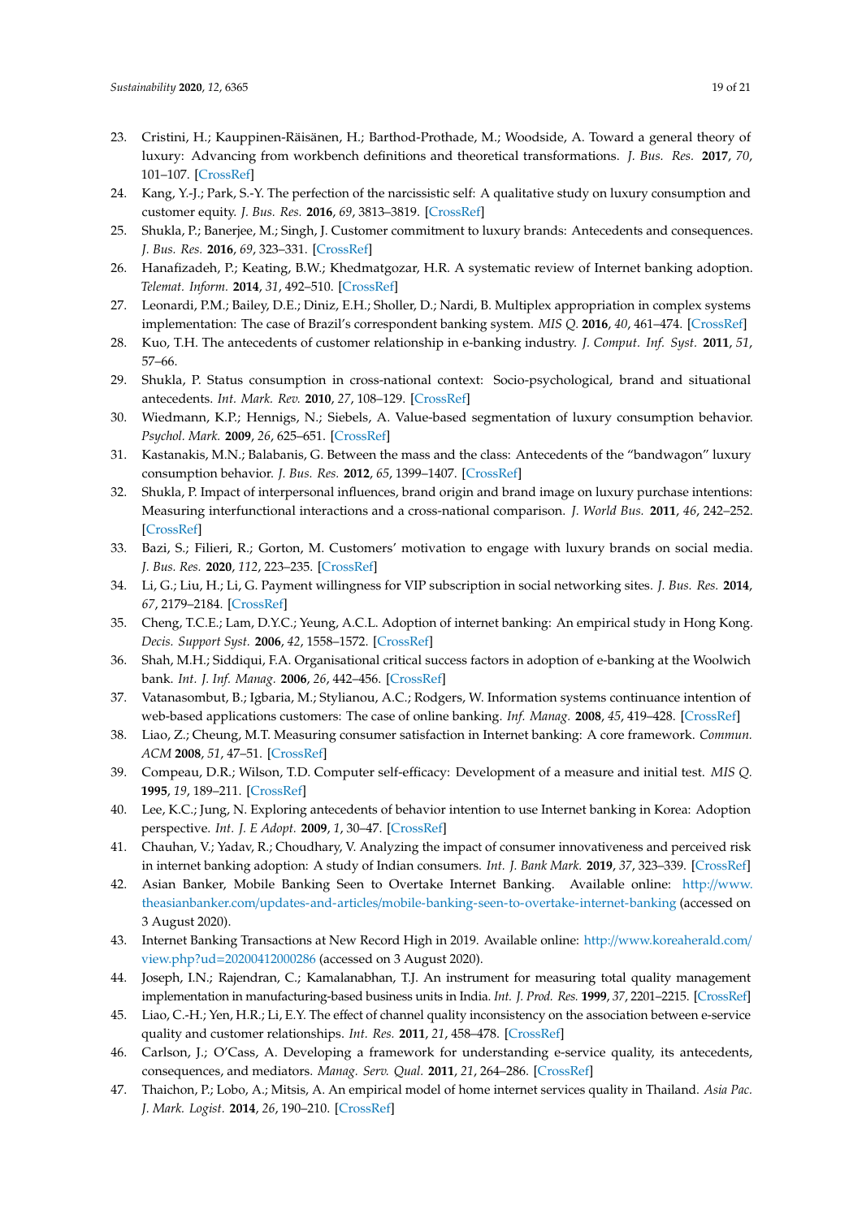23. Cristini, H.; Kauppinen-Räisänen, H.; Barthod-Prothade, M.; Woodside, A. Toward a general theory of luxury: Advancing from workbench definitions and theoretical transformations. *J. Bus. Res.* **2017**, *70*, 101–107. [CrossRef]
24. Kang, Y.-J.; Park, S.-Y. The perfection of the narcissistic self: A qualitative study on luxury consumption and customer equity. *J. Bus. Res.* **2016**, *69*, 3813–3819. [CrossRef]
25. Shukla, P.; Banerjee, M.; Singh, J. Customer commitment to luxury brands: Antecedents and consequences. *J. Bus. Res.* **2016**, *69*, 323–331. [CrossRef]
26. Hanafizadeh, P.; Keating, B.W.; Khedmatgozar, H.R. A systematic review of Internet banking adoption. *Telemat. Inform.* **2014**, *31*, 492–510. [CrossRef]
27. Leonardi, P.M.; Bailey, D.E.; Diniz, E.H.; Sholler, D.; Nardi, B. Multiplex appropriation in complex systems implementation: The case of Brazil's correspondent banking system. *MIS Q.* **2016**, *40*, 461–474. [CrossRef]
28. Kuo, T.H. The antecedents of customer relationship in e-banking industry. *J. Comput. Inf. Syst.* **2011**, *51*, 57–66.
29. Shukla, P. Status consumption in cross-national context: Socio-psychological, brand and situational antecedents. *Int. Mark. Rev.* **2010**, *27*, 108–129. [CrossRef]
30. Wiedmann, K.P.; Hennigs, N.; Siebels, A. Value-based segmentation of luxury consumption behavior. *Psychol. Mark.* **2009**, *26*, 625–651. [CrossRef]
31. Kastanakis, M.N.; Balabanis, G. Between the mass and the class: Antecedents of the "bandwagon" luxury consumption behavior. *J. Bus. Res.* **2012**, *65*, 1399–1407. [CrossRef]
32. Shukla, P. Impact of interpersonal influences, brand origin and brand image on luxury purchase intentions: Measuring interfunctional interactions and a cross-national comparison. *J. World Bus.* **2011**, *46*, 242–252. [CrossRef]
33. Bazi, S.; Filieri, R.; Gorton, M. Customers' motivation to engage with luxury brands on social media. *J. Bus. Res.* **2020**, *112*, 223–235. [CrossRef]
34. Li, G.; Liu, H.; Li, G. Payment willingness for VIP subscription in social networking sites. *J. Bus. Res.* **2014**, *67*, 2179–2184. [CrossRef]
35. Cheng, T.C.E.; Lam, D.Y.C.; Yeung, A.C.L. Adoption of internet banking: An empirical study in Hong Kong. *Decis. Support Syst.* **2006**, *42*, 1558–1572. [CrossRef]
36. Shah, M.H.; Siddiqui, F.A. Organisational critical success factors in adoption of e-banking at the Woolwich bank. *Int. J. Inf. Manag.* **2006**, *26*, 442–456. [CrossRef]
37. Vatanasombut, B.; Igbaria, M.; Stylianou, A.C.; Rodgers, W. Information systems continuance intention of web-based applications customers: The case of online banking. *Inf. Manag.* **2008**, *45*, 419–428. [CrossRef]
38. Liao, Z.; Cheung, M.T. Measuring consumer satisfaction in Internet banking: A core framework. *Commun. ACM* **2008**, *51*, 47–51. [CrossRef]
39. Compeau, D.R.; Wilson, T.D. Computer self-efficacy: Development of a measure and initial test. *MIS Q.* **1995**, *19*, 189–211. [CrossRef]
40. Lee, K.C.; Jung, N. Exploring antecedents of behavior intention to use Internet banking in Korea: Adoption perspective. *Int. J. E Adopt.* **2009**, *1*, 30–47. [CrossRef]
41. Chauhan, V.; Yadav, R.; Choudhary, V. Analyzing the impact of consumer innovativeness and perceived risk in internet banking adoption: A study of Indian consumers. *Int. J. Bank Mark.* **2019**, *37*, 323–339. [CrossRef]
42. Asian Banker, Mobile Banking Seen to Overtake Internet Banking. Available online: http://www.theasianbanker.com/updates-and-articles/mobile-banking-seen-to-overtake-internet-banking (accessed on 3 August 2020).
43. Internet Banking Transactions at New Record High in 2019. Available online: http://www.koreaherald.com/view.php?ud=20200412000286 (accessed on 3 August 2020).
44. Joseph, I.N.; Rajendran, C.; Kamalanabhan, T.J. An instrument for measuring total quality management implementation in manufacturing-based business units in India. *Int. J. Prod. Res.* **1999**, *37*, 2201–2215. [CrossRef]
45. Liao, C.-H.; Yen, H.R.; Li, E.Y. The effect of channel quality inconsistency on the association between e-service quality and customer relationships. *Int. Res.* **2011**, *21*, 458–478. [CrossRef]
46. Carlson, J.; O'Cass, A. Developing a framework for understanding e-service quality, its antecedents, consequences, and mediators. *Manag. Serv. Qual.* **2011**, *21*, 264–286. [CrossRef]
47. Thaichon, P.; Lobo, A.; Mitsis, A. An empirical model of home internet services quality in Thailand. *Asia Pac. J. Mark. Logist.* **2014**, *26*, 190–210. [CrossRef]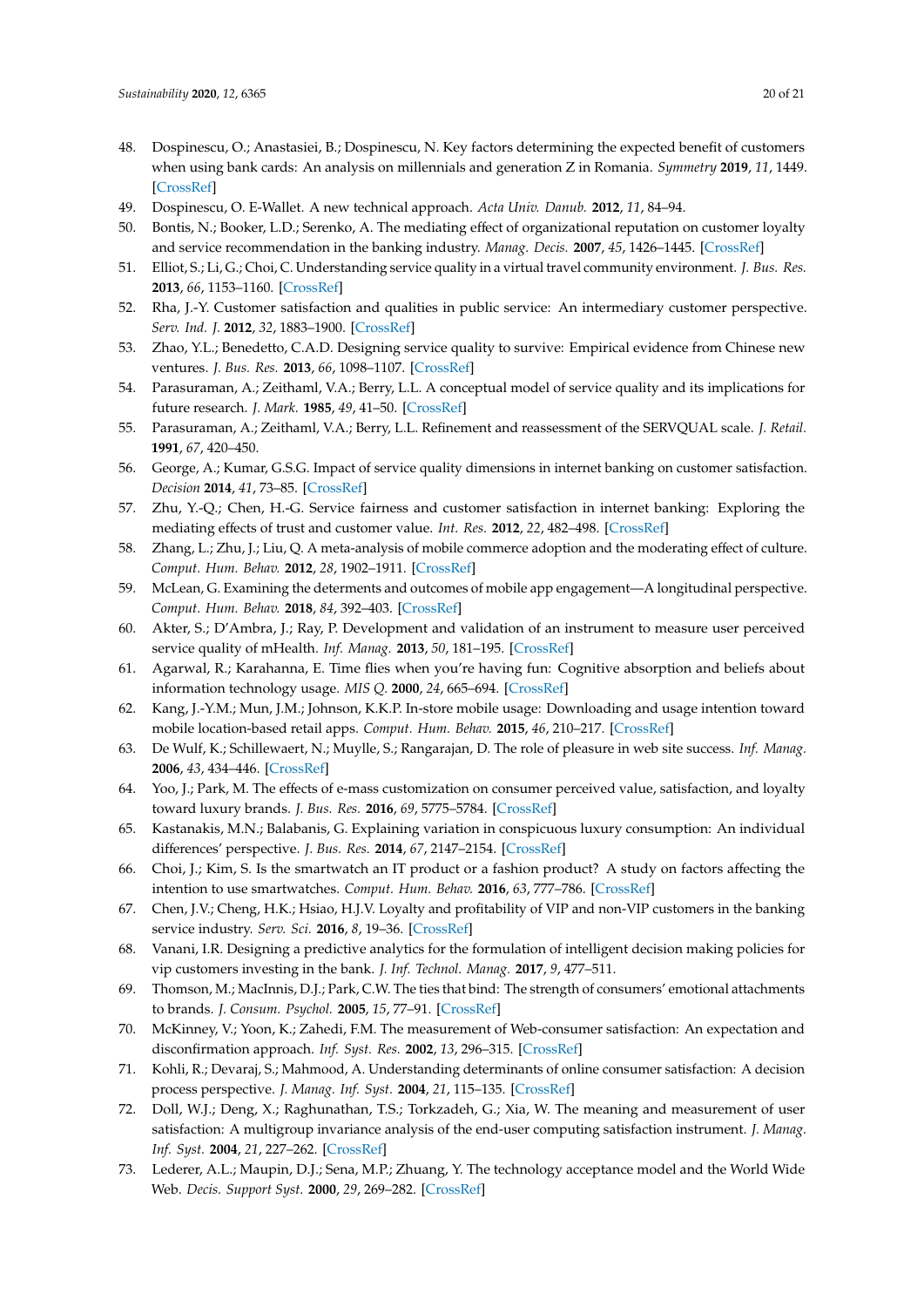48. Dospinescu, O.; Anastasiei, B.; Dospinescu, N. Key factors determining the expected benefit of customers when using bank cards: An analysis on millennials and generation Z in Romania. *Symmetry* **2019**, *11*, 1449. [CrossRef]
49. Dospinescu, O. E-Wallet. A new technical approach. *Acta Univ. Danub.* **2012**, *11*, 84–94.
50. Bontis, N.; Booker, L.D.; Serenko, A. The mediating effect of organizational reputation on customer loyalty and service recommendation in the banking industry. *Manag. Decis.* **2007**, *45*, 1426–1445. [CrossRef]
51. Elliot, S.; Li, G.; Choi, C. Understanding service quality in a virtual travel community environment. *J. Bus. Res.* **2013**, *66*, 1153–1160. [CrossRef]
52. Rha, J.-Y. Customer satisfaction and qualities in public service: An intermediary customer perspective. *Serv. Ind. J.* **2012**, *32*, 1883–1900. [CrossRef]
53. Zhao, Y.L.; Benedetto, C.A.D. Designing service quality to survive: Empirical evidence from Chinese new ventures. *J. Bus. Res.* **2013**, *66*, 1098–1107. [CrossRef]
54. Parasuraman, A.; Zeithaml, V.A.; Berry, L.L. A conceptual model of service quality and its implications for future research. *J. Mark.* **1985**, *49*, 41–50. [CrossRef]
55. Parasuraman, A.; Zeithaml, V.A.; Berry, L.L. Refinement and reassessment of the SERVQUAL scale. *J. Retail.* **1991**, *67*, 420–450.
56. George, A.; Kumar, G.S.G. Impact of service quality dimensions in internet banking on customer satisfaction. *Decision* **2014**, *41*, 73–85. [CrossRef]
57. Zhu, Y.-Q.; Chen, H.-G. Service fairness and customer satisfaction in internet banking: Exploring the mediating effects of trust and customer value. *Int. Res.* **2012**, *22*, 482–498. [CrossRef]
58. Zhang, L.; Zhu, J.; Liu, Q. A meta-analysis of mobile commerce adoption and the moderating effect of culture. *Comput. Hum. Behav.* **2012**, *28*, 1902–1911. [CrossRef]
59. McLean, G. Examining the determents and outcomes of mobile app engagement—A longitudinal perspective. *Comput. Hum. Behav.* **2018**, *84*, 392–403. [CrossRef]
60. Akter, S.; D'Ambra, J.; Ray, P. Development and validation of an instrument to measure user perceived service quality of mHealth. *Inf. Manag.* **2013**, *50*, 181–195. [CrossRef]
61. Agarwal, R.; Karahanna, E. Time flies when you're having fun: Cognitive absorption and beliefs about information technology usage. *MIS Q.* **2000**, *24*, 665–694. [CrossRef]
62. Kang, J.-Y.M.; Mun, J.M.; Johnson, K.K.P. In-store mobile usage: Downloading and usage intention toward mobile location-based retail apps. *Comput. Hum. Behav.* **2015**, *46*, 210–217. [CrossRef]
63. De Wulf, K.; Schillewaert, N.; Muylle, S.; Rangarajan, D. The role of pleasure in web site success. *Inf. Manag.* **2006**, *43*, 434–446. [CrossRef]
64. Yoo, J.; Park, M. The effects of e-mass customization on consumer perceived value, satisfaction, and loyalty toward luxury brands. *J. Bus. Res.* **2016**, *69*, 5775–5784. [CrossRef]
65. Kastanakis, M.N.; Balabanis, G. Explaining variation in conspicuous luxury consumption: An individual differences' perspective. *J. Bus. Res.* **2014**, *67*, 2147–2154. [CrossRef]
66. Choi, J.; Kim, S. Is the smartwatch an IT product or a fashion product? A study on factors affecting the intention to use smartwatches. *Comput. Hum. Behav.* **2016**, *63*, 777–786. [CrossRef]
67. Chen, J.V.; Cheng, H.K.; Hsiao, H.J.V. Loyalty and profitability of VIP and non-VIP customers in the banking service industry. *Serv. Sci.* **2016**, *8*, 19–36. [CrossRef]
68. Vanani, I.R. Designing a predictive analytics for the formulation of intelligent decision making policies for vip customers investing in the bank. *J. Inf. Technol. Manag.* **2017**, *9*, 477–511.
69. Thomson, M.; MacInnis, D.J.; Park, C.W. The ties that bind: The strength of consumers' emotional attachments to brands. *J. Consum. Psychol.* **2005**, *15*, 77–91. [CrossRef]
70. McKinney, V.; Yoon, K.; Zahedi, F.M. The measurement of Web-consumer satisfaction: An expectation and disconfirmation approach. *Inf. Syst. Res.* **2002**, *13*, 296–315. [CrossRef]
71. Kohli, R.; Devaraj, S.; Mahmood, A. Understanding determinants of online consumer satisfaction: A decision process perspective. *J. Manag. Inf. Syst.* **2004**, *21*, 115–135. [CrossRef]
72. Doll, W.J.; Deng, X.; Raghunathan, T.S.; Torkzadeh, G.; Xia, W. The meaning and measurement of user satisfaction: A multigroup invariance analysis of the end-user computing satisfaction instrument. *J. Manag. Inf. Syst.* **2004**, *21*, 227–262. [CrossRef]
73. Lederer, A.L.; Maupin, D.J.; Sena, M.P.; Zhuang, Y. The technology acceptance model and the World Wide Web. *Decis. Support Syst.* **2000**, *29*, 269–282. [CrossRef]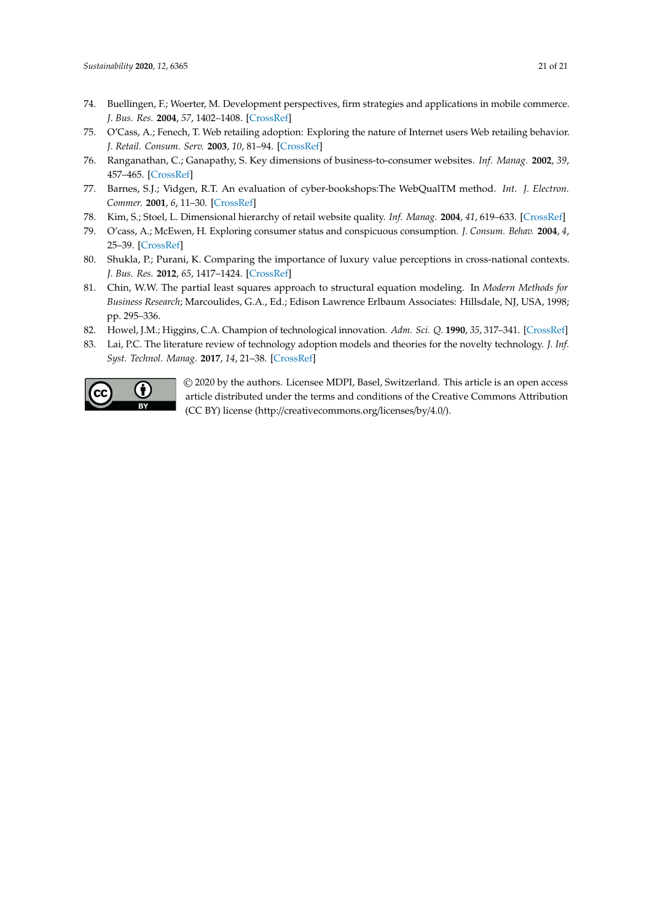74. Buellingen, F.; Woerter, M. Development perspectives, firm strategies and applications in mobile commerce. *J. Bus. Res.* **2004**, *57*, 1402–1408. [CrossRef]
75. O'Cass, A.; Fenech, T. Web retailing adoption: Exploring the nature of Internet users Web retailing behavior. *J. Retail. Consum. Serv.* **2003**, *10*, 81–94. [CrossRef]
76. Ranganathan, C.; Ganapathy, S. Key dimensions of business-to-consumer websites. *Inf. Manag.* **2002**, *39*, 457–465. [CrossRef]
77. Barnes, S.J.; Vidgen, R.T. An evaluation of cyber-bookshops:The WebQualTM method. *Int. J. Electron. Commer.* **2001**, *6*, 11–30. [CrossRef]
78. Kim, S.; Stoel, L. Dimensional hierarchy of retail website quality. *Inf. Manag.* **2004**, *41*, 619–633. [CrossRef]
79. O'cass, A.; McEwen, H. Exploring consumer status and conspicuous consumption. *J. Consum. Behav.* **2004**, *4*, 25–39. [CrossRef]
80. Shukla, P.; Purani, K. Comparing the importance of luxury value perceptions in cross-national contexts. *J. Bus. Res.* **2012**, *65*, 1417–1424. [CrossRef]
81. Chin, W.W. The partial least squares approach to structural equation modeling. In *Modern Methods for Business Research*; Marcoulides, G.A., Ed.; Edison Lawrence Erlbaum Associates: Hillsdale, NJ, USA, 1998; pp. 295–336.
82. Howel, J.M.; Higgins, C.A. Champion of technological innovation. *Adm. Sci. Q.* **1990**, *35*, 317–341. [CrossRef]
83. Lai, P.C. The literature review of technology adoption models and theories for the novelty technology. *J. Inf. Syst. Technol. Manag.* **2017**, *14*, 21–38. [CrossRef]

© 2020 by the authors. Licensee MDPI, Basel, Switzerland. This article is an open access article distributed under the terms and conditions of the Creative Commons Attribution (CC BY) license (http://creativecommons.org/licenses/by/4.0/).